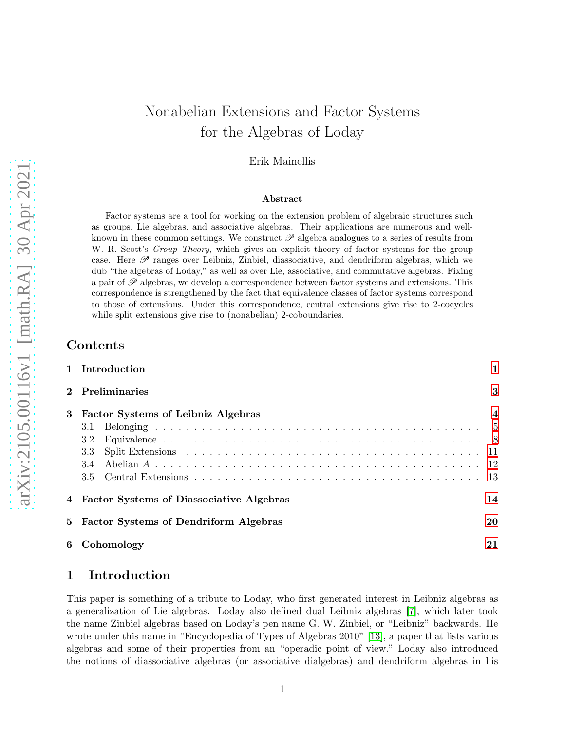# Nonabelian Extensions and Factor Systems for the Algebras of Loday

Erik Mainellis

### Abstract

Factor systems are a tool for working on the extension problem of algebraic structures such as groups, Lie algebras, and associative algebras. Their applications are numerous and well-known in these common settings. We construct $\mathscr{P}$ algebra analogues to a series of results from W. R. Scott's *Group Theory*, which gives an explicit theory of factor systems for the group case. Here $\mathscr{P}$ ranges over Leibniz, Zinbiel, diassociative, and dendriform algebras, which we dub "the algebras of Loday," as well as over Lie, associative, and commutative algebras. Fixing a pair of $\mathscr{P}$ algebras, we develop a correspondence between factor systems and extensions. This correspondence is strengthened by the fact that equivalence classes of factor systems correspond to those of extensions. Under this correspondence, central extensions give rise to 2-cocycles while split extensions give rise to (nonabelian) 2-coboundaries.

## Contents

- 1 Introduction — 1
- 2 Preliminaries — 3
- 3 Factor Systems of Leibniz Algebras — 4
  - 3.1 Belonging — 5
  - 3.2 Equivalence — 8
  - 3.3 Split Extensions — 11
  - 3.4 Abelian $A$ — 12
  - 3.5 Central Extensions — 13
- 4 Factor Systems of Diassociative Algebras — 14
- 5 Factor Systems of Dendriform Algebras — 20
- 6 Cohomology — 21

## 1 Introduction

This paper is something of a tribute to Loday, who first generated interest in Leibniz algebras as a generalization of Lie algebras. Loday also defined dual Leibniz algebras [7], which later took the name Zinbiel algebras based on Loday's pen name G. W. Zinbiel, or "Leibniz" backwards. He wrote under this name in "Encyclopedia of Types of Algebras 2010" [13], a paper that lists various algebras and some of their properties from an "operadic point of view." Loday also introduced the notions of diassociative algebras (or associative dialgebras) and dendriform algebras in his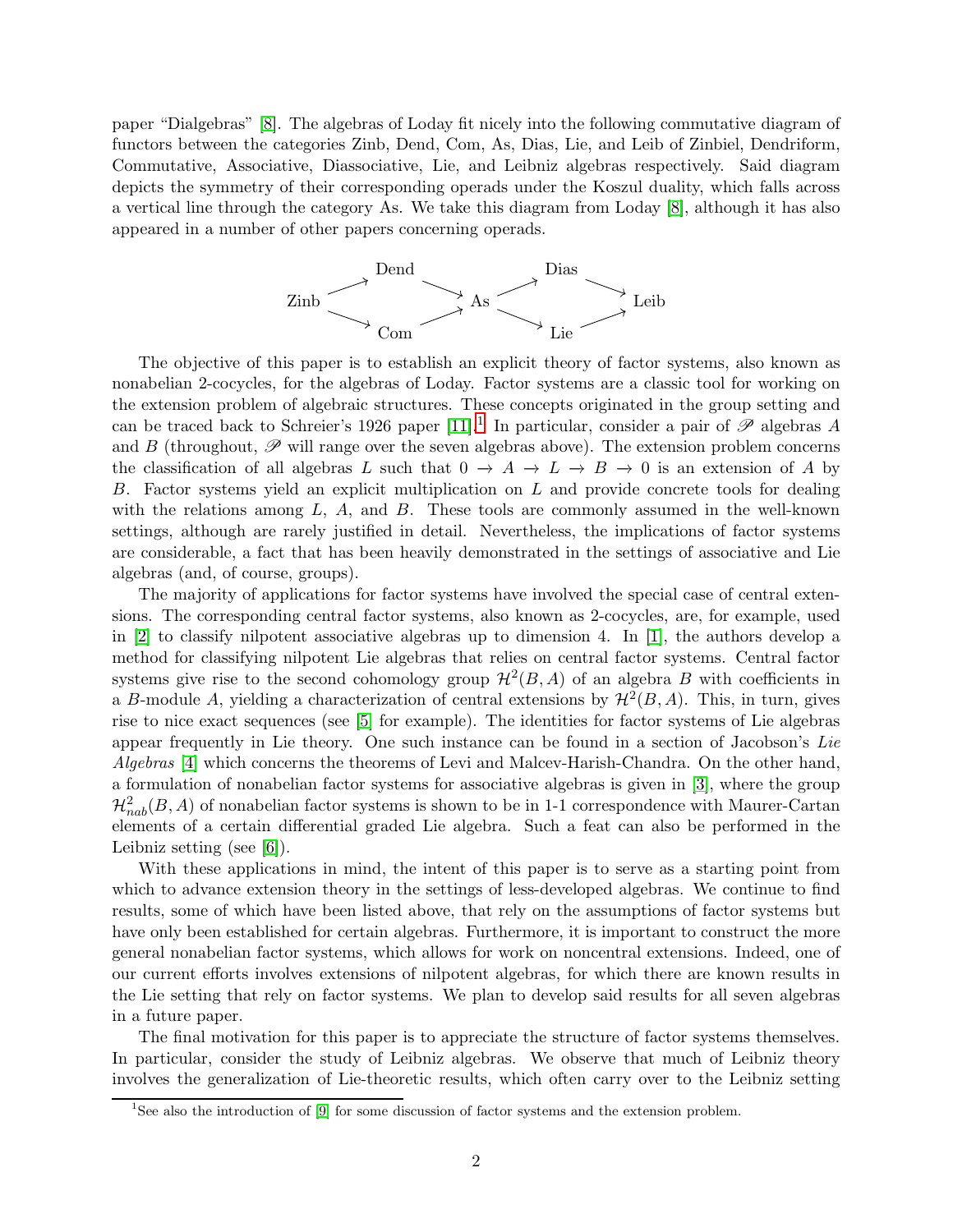paper "Dialgebras" [8]. The algebras of Loday fit nicely into the following commutative diagram of functors between the categories Zinb, Dend, Com, As, Dias, Lie, and Leib of Zinbiel, Dendriform, Commutative, Associative, Diassociative, Lie, and Leibniz algebras respectively. Said diagram depicts the symmetry of their corresponding operads under the Koszul duality, which falls across a vertical line through the category As. We take this diagram from Loday [8], although it has also appeared in a number of other papers concerning operads.

$$
\begin{array}{ccccccccc}
 & & \text{Dend} & & & & \text{Dias} & & \\
 & \nearrow & & \searrow & & \nearrow & & \searrow & \\
\text{Zinb} & & & & \text{As} & & & & \text{Leib} \\
 & \searrow & & \nearrow & & \searrow & & \nearrow & \\
 & & \text{Com} & & & & \text{Lie} & &
\end{array}
$$

The objective of this paper is to establish an explicit theory of factor systems, also known as nonabelian 2-cocycles, for the algebras of Loday. Factor systems are a classic tool for working on the extension problem of algebraic structures. These concepts originated in the group setting and can be traced back to Schreier's 1926 paper [11].[1] In particular, consider a pair of $\mathscr{P}$ algebras $A$ and $B$ (throughout, $\mathscr{P}$ will range over the seven algebras above). The extension problem concerns the classification of all algebras $L$ such that $0 \to A \to L \to B \to 0$ is an extension of $A$ by $B$. Factor systems yield an explicit multiplication on $L$ and provide concrete tools for dealing with the relations among $L$, $A$, and $B$. These tools are commonly assumed in the well-known settings, although are rarely justified in detail. Nevertheless, the implications of factor systems are considerable, a fact that has been heavily demonstrated in the settings of associative and Lie algebras (and, of course, groups).

The majority of applications for factor systems have involved the special case of central extensions. The corresponding central factor systems, also known as 2-cocycles, are, for example, used in [2] to classify nilpotent associative algebras up to dimension 4. In [1], the authors develop a method for classifying nilpotent Lie algebras that relies on central factor systems. Central factor systems give rise to the second cohomology group $\mathcal{H}^2(B, A)$ of an algebra $B$ with coefficients in a $B$-module $A$, yielding a characterization of central extensions by $\mathcal{H}^2(B, A)$. This, in turn, gives rise to nice exact sequences (see [5] for example). The identities for factor systems of Lie algebras appear frequently in Lie theory. One such instance can be found in a section of Jacobson's *Lie Algebras* [4] which concerns the theorems of Levi and Malcev-Harish-Chandra. On the other hand, a formulation of nonabelian factor systems for associative algebras is given in [3], where the group $\mathcal{H}^2_{nab}(B, A)$ of nonabelian factor systems is shown to be in 1-1 correspondence with Maurer-Cartan elements of a certain differential graded Lie algebra. Such a feat can also be performed in the Leibniz setting (see [6]).

With these applications in mind, the intent of this paper is to serve as a starting point from which to advance extension theory in the settings of less-developed algebras. We continue to find results, some of which have been listed above, that rely on the assumptions of factor systems but have only been established for certain algebras. Furthermore, it is important to construct the more general nonabelian factor systems, which allows for work on noncentral extensions. Indeed, one of our current efforts involves extensions of nilpotent algebras, for which there are known results in the Lie setting that rely on factor systems. We plan to develop said results for all seven algebras in a future paper.

The final motivation for this paper is to appreciate the structure of factor systems themselves. In particular, consider the study of Leibniz algebras. We observe that much of Leibniz theory involves the generalization of Lie-theoretic results, which often carry over to the Leibniz setting

[1] See also the introduction of [9] for some discussion of factor systems and the extension problem.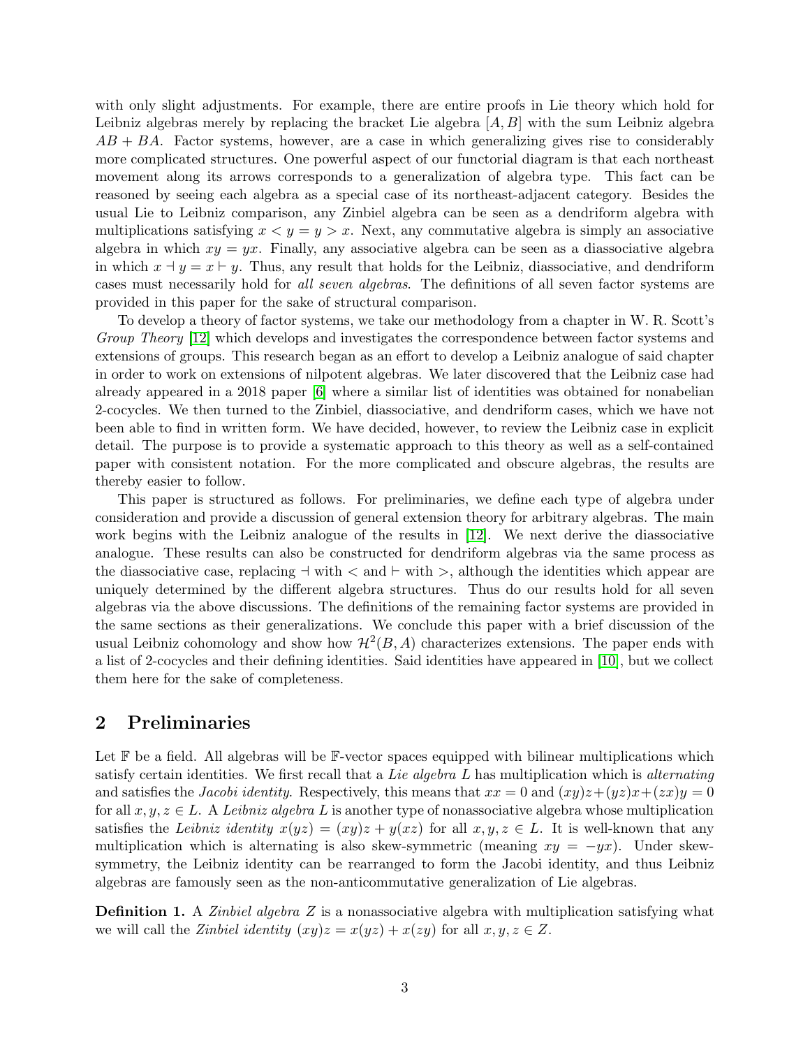with only slight adjustments. For example, there are entire proofs in Lie theory which hold for Leibniz algebras merely by replacing the bracket Lie algebra $[A, B]$ with the sum Leibniz algebra $AB + BA$. Factor systems, however, are a case in which generalizing gives rise to considerably more complicated structures. One powerful aspect of our functorial diagram is that each northeast movement along its arrows corresponds to a generalization of algebra type. This fact can be reasoned by seeing each algebra as a special case of its northeast-adjacent category. Besides the usual Lie to Leibniz comparison, any Zinbiel algebra can be seen as a dendriform algebra with multiplications satisfying $x < y = y > x$. Next, any commutative algebra is simply an associative algebra in which $xy = yx$. Finally, any associative algebra can be seen as a diassociative algebra in which $x \dashv y = x \vdash y$. Thus, any result that holds for the Leibniz, diassociative, and dendriform cases must necessarily hold for *all seven algebras*. The definitions of all seven factor systems are provided in this paper for the sake of structural comparison.

To develop a theory of factor systems, we take our methodology from a chapter in W. R. Scott's *Group Theory* [12] which develops and investigates the correspondence between factor systems and extensions of groups. This research began as an effort to develop a Leibniz analogue of said chapter in order to work on extensions of nilpotent algebras. We later discovered that the Leibniz case had already appeared in a 2018 paper [6] where a similar list of identities was obtained for nonabelian 2-cocycles. We then turned to the Zinbiel, diassociative, and dendriform cases, which we have not been able to find in written form. We have decided, however, to review the Leibniz case in explicit detail. The purpose is to provide a systematic approach to this theory as well as a self-contained paper with consistent notation. For the more complicated and obscure algebras, the results are thereby easier to follow.

This paper is structured as follows. For preliminaries, we define each type of algebra under consideration and provide a discussion of general extension theory for arbitrary algebras. The main work begins with the Leibniz analogue of the results in [12]. We next derive the diassociative analogue. These results can also be constructed for dendriform algebras via the same process as the diassociative case, replacing $\dashv$ with $<$ and $\vdash$ with $>$, although the identities which appear are uniquely determined by the different algebra structures. Thus do our results hold for all seven algebras via the above discussions. The definitions of the remaining factor systems are provided in the same sections as their generalizations. We conclude this paper with a brief discussion of the usual Leibniz cohomology and show how $\mathcal{H}^2(B, A)$ characterizes extensions. The paper ends with a list of 2-cocycles and their defining identities. Said identities have appeared in [10], but we collect them here for the sake of completeness.

## 2 Preliminaries

Let $\mathbb{F}$ be a field. All algebras will be $\mathbb{F}$-vector spaces equipped with bilinear multiplications which satisfy certain identities. We first recall that a *Lie algebra* $L$ has multiplication which is *alternating* and satisfies the *Jacobi identity*. Respectively, this means that $xx = 0$ and $(xy)z + (yz)x + (zx)y = 0$ for all $x, y, z \in L$. A *Leibniz algebra* $L$ is another type of nonassociative algebra whose multiplication satisfies the *Leibniz identity* $x(yz) = (xy)z + y(xz)$ for all $x, y, z \in L$. It is well-known that any multiplication which is alternating is also skew-symmetric (meaning $xy = -yx$). Under skew-symmetry, the Leibniz identity can be rearranged to form the Jacobi identity, and thus Leibniz algebras are famously seen as the non-anticommutative generalization of Lie algebras.

**Definition 1.** A *Zinbiel algebra* $Z$ is a nonassociative algebra with multiplication satisfying what we will call the *Zinbiel identity* $(xy)z = x(yz) + x(zy)$ for all $x, y, z \in Z$.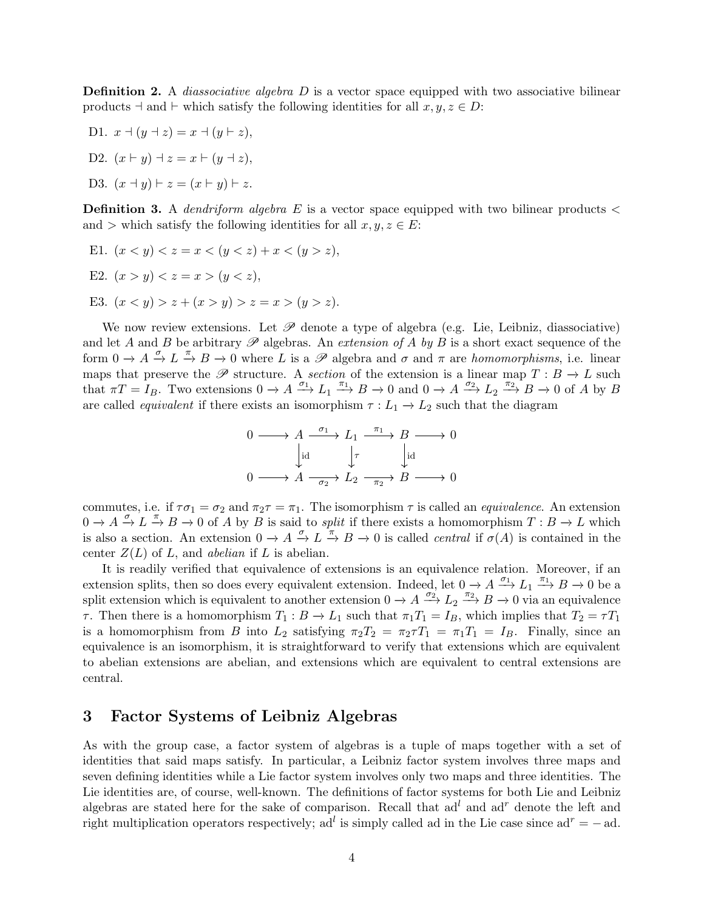**Definition 2.** A *diassociative algebra* $D$ is a vector space equipped with two associative bilinear products $\dashv$ and $\vdash$ which satisfy the following identities for all $x, y, z \in D$:

D1. $x \dashv (y \dashv z) = x \dashv (y \vdash z)$,

D2. $(x \vdash y) \dashv z = x \vdash (y \dashv z)$,

D3. $(x \dashv y) \vdash z = (x \vdash y) \vdash z$.

**Definition 3.** A *dendriform algebra* $E$ is a vector space equipped with two bilinear products $<$ and $>$ which satisfy the following identities for all $x, y, z \in E$:

E1. $(x < y) < z = x < (y < z) + x < (y > z)$,

E2. $(x > y) < z = x > (y < z)$,

E3. $(x < y) > z + (x > y) > z = x > (y > z)$.

We now review extensions. Let $\mathscr{P}$ denote a type of algebra (e.g. Lie, Leibniz, diassociative) and let $A$ and $B$ be arbitrary $\mathscr{P}$ algebras. An *extension of $A$ by $B$* is a short exact sequence of the form $0 \to A \xrightarrow{\sigma} L \xrightarrow{\pi} B \to 0$ where $L$ is a $\mathscr{P}$ algebra and $\sigma$ and $\pi$ are *homomorphisms*, i.e. linear maps that preserve the $\mathscr{P}$ structure. A *section* of the extension is a linear map $T : B \to L$ such that $\pi T = I_B$. Two extensions $0 \to A \xrightarrow{\sigma_1} L_1 \xrightarrow{\pi_1} B \to 0$ and $0 \to A \xrightarrow{\sigma_2} L_2 \xrightarrow{\pi_2} B \to 0$ of $A$ by $B$ are called *equivalent* if there exists isomorphism $\tau : L_1 \to L_2$ such that the diagram

$$\begin{array}{ccccccccc} 0 & \longrightarrow & A & \xrightarrow{\sigma_1} & L_1 & \xrightarrow{\pi_1} & B & \longrightarrow & 0 \\ & & \downarrow \text{id} & & \downarrow \tau & & \downarrow \text{id} & & \\ 0 & \longrightarrow & A & \xrightarrow[\sigma_2]{} & L_2 & \xrightarrow[\pi_2]{} & B & \longrightarrow & 0 \end{array}$$

commutes, i.e. if $\tau\sigma_1 = \sigma_2$ and $\pi_2\tau = \pi_1$. The isomorphism $\tau$ is called an *equivalence*. An extension $0 \to A \xrightarrow{\sigma} L \xrightarrow{\pi} B \to 0$ of $A$ by $B$ is said to *split* if there exists a homomorphism $T : B \to L$ which is also a section. An extension $0 \to A \xrightarrow{\sigma} L \xrightarrow{\pi} B \to 0$ is called *central* if $\sigma(A)$ is contained in the center $Z(L)$ of $L$, and *abelian* if $L$ is abelian.

It is readily verified that equivalence of extensions is an equivalence relation. Moreover, if an extension splits, then so does every equivalent extension. Indeed, let $0 \to A \xrightarrow{\sigma_1} L_1 \xrightarrow{\pi_1} B \to 0$ be a split extension which is equivalent to another extension $0 \to A \xrightarrow{\sigma_2} L_2 \xrightarrow{\pi_2} B \to 0$ via an equivalence $\tau$. Then there is a homomorphism $T_1 : B \to L_1$ such that $\pi_1 T_1 = I_B$, which implies that $T_2 = \tau T_1$ is a homomorphism from $B$ into $L_2$ satisfying $\pi_2 T_2 = \pi_2 \tau T_1 = \pi_1 T_1 = I_B$. Finally, since an equivalence is an isomorphism, it is straightforward to verify that extensions which are equivalent to abelian extensions are abelian, and extensions which are equivalent to central extensions are central.

## 3 Factor Systems of Leibniz Algebras

As with the group case, a factor system of algebras is a tuple of maps together with a set of identities that said maps satisfy. In particular, a Leibniz factor system involves three maps and seven defining identities while a Lie factor system involves only two maps and three identities. The Lie identities are, of course, well-known. The definitions of factor systems for both Lie and Leibniz algebras are stated here for the sake of comparison. Recall that $\text{ad}^l$ and $\text{ad}^r$ denote the left and right multiplication operators respectively; $\text{ad}^l$ is simply called ad in the Lie case since $\text{ad}^r = -\text{ad}$.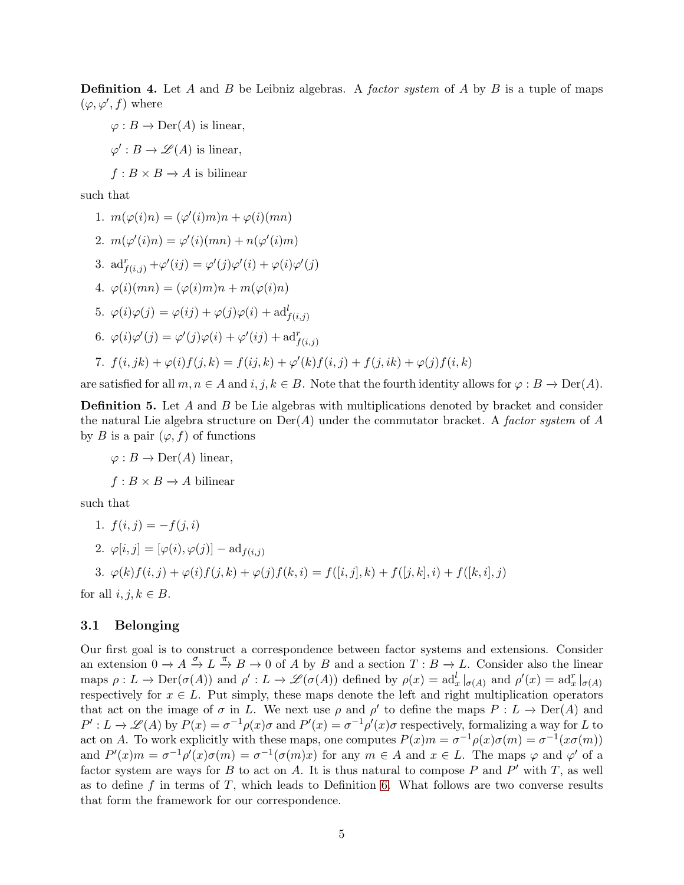**Definition 4.** Let $A$ and $B$ be Leibniz algebras. A *factor system* of $A$ by $B$ is a tuple of maps $(\varphi, \varphi', f)$ where

$\varphi : B \to \mathrm{Der}(A)$ is linear,

$\varphi' : B \to \mathscr{L}(A)$ is linear,

$f : B \times B \to A$ is bilinear

such that

1. $m(\varphi(i)n) = (\varphi'(i)m)n + \varphi(i)(mn)$
2. $m(\varphi'(i)n) = \varphi'(i)(mn) + n(\varphi'(i)m)$
3. $\mathrm{ad}^r_{f(i,j)} + \varphi'(ij) = \varphi'(j)\varphi'(i) + \varphi(i)\varphi'(j)$
4. $\varphi(i)(mn) = (\varphi(i)m)n + m(\varphi(i)n)$
5. $\varphi(i)\varphi(j) = \varphi(ij) + \varphi(j)\varphi(i) + \mathrm{ad}^l_{f(i,j)}$
6. $\varphi(i)\varphi'(j) = \varphi'(j)\varphi(i) + \varphi'(ij) + \mathrm{ad}^r_{f(i,j)}$
7. $f(i, jk) + \varphi(i)f(j, k) = f(ij, k) + \varphi'(k)f(i, j) + f(j, ik) + \varphi(j)f(i, k)$

are satisfied for all $m, n \in A$ and $i, j, k \in B$. Note that the fourth identity allows for $\varphi : B \to \mathrm{Der}(A)$.

**Definition 5.** Let $A$ and $B$ be Lie algebras with multiplications denoted by bracket and consider the natural Lie algebra structure on $\mathrm{Der}(A)$ under the commutator bracket. A *factor system* of $A$ by $B$ is a pair $(\varphi, f)$ of functions

$\varphi : B \to \mathrm{Der}(A)$ linear,

$f : B \times B \to A$ bilinear

such that

1. $f(i, j) = -f(j, i)$
2. $\varphi[i, j] = [\varphi(i), \varphi(j)] - \mathrm{ad}_{f(i,j)}$
3. $\varphi(k)f(i, j) + \varphi(i)f(j, k) + \varphi(j)f(k, i) = f([i, j], k) + f([j, k], i) + f([k, i], j)$

for all $i, j, k \in B$.

### 3.1 Belonging

Our first goal is to construct a correspondence between factor systems and extensions. Consider an extension $0 \to A \xrightarrow{\sigma} L \xrightarrow{\pi} B \to 0$ of $A$ by $B$ and a section $T : B \to L$. Consider also the linear maps $\rho : L \to \mathrm{Der}(\sigma(A))$ and $\rho' : L \to \mathscr{L}(\sigma(A))$ defined by $\rho(x) = \mathrm{ad}^l_x|_{\sigma(A)}$ and $\rho'(x) = \mathrm{ad}^r_x|_{\sigma(A)}$ respectively for $x \in L$. Put simply, these maps denote the left and right multiplication operators that act on the image of $\sigma$ in $L$. We next use $\rho$ and $\rho'$ to define the maps $P : L \to \mathrm{Der}(A)$ and $P' : L \to \mathscr{L}(A)$ by $P(x) = \sigma^{-1}\rho(x)\sigma$ and $P'(x) = \sigma^{-1}\rho'(x)\sigma$ respectively, formalizing a way for $L$ to act on $A$. To work explicitly with these maps, one computes $P(x)m = \sigma^{-1}\rho(x)\sigma(m) = \sigma^{-1}(x\sigma(m))$ and $P'(x)m = \sigma^{-1}\rho'(x)\sigma(m) = \sigma^{-1}(\sigma(m)x)$ for any $m \in A$ and $x \in L$. The maps $\varphi$ and $\varphi'$ of a factor system are ways for $B$ to act on $A$. It is thus natural to compose $P$ and $P'$ with $T$, as well as to define $f$ in terms of $T$, which leads to Definition 6. What follows are two converse results that form the framework for our correspondence.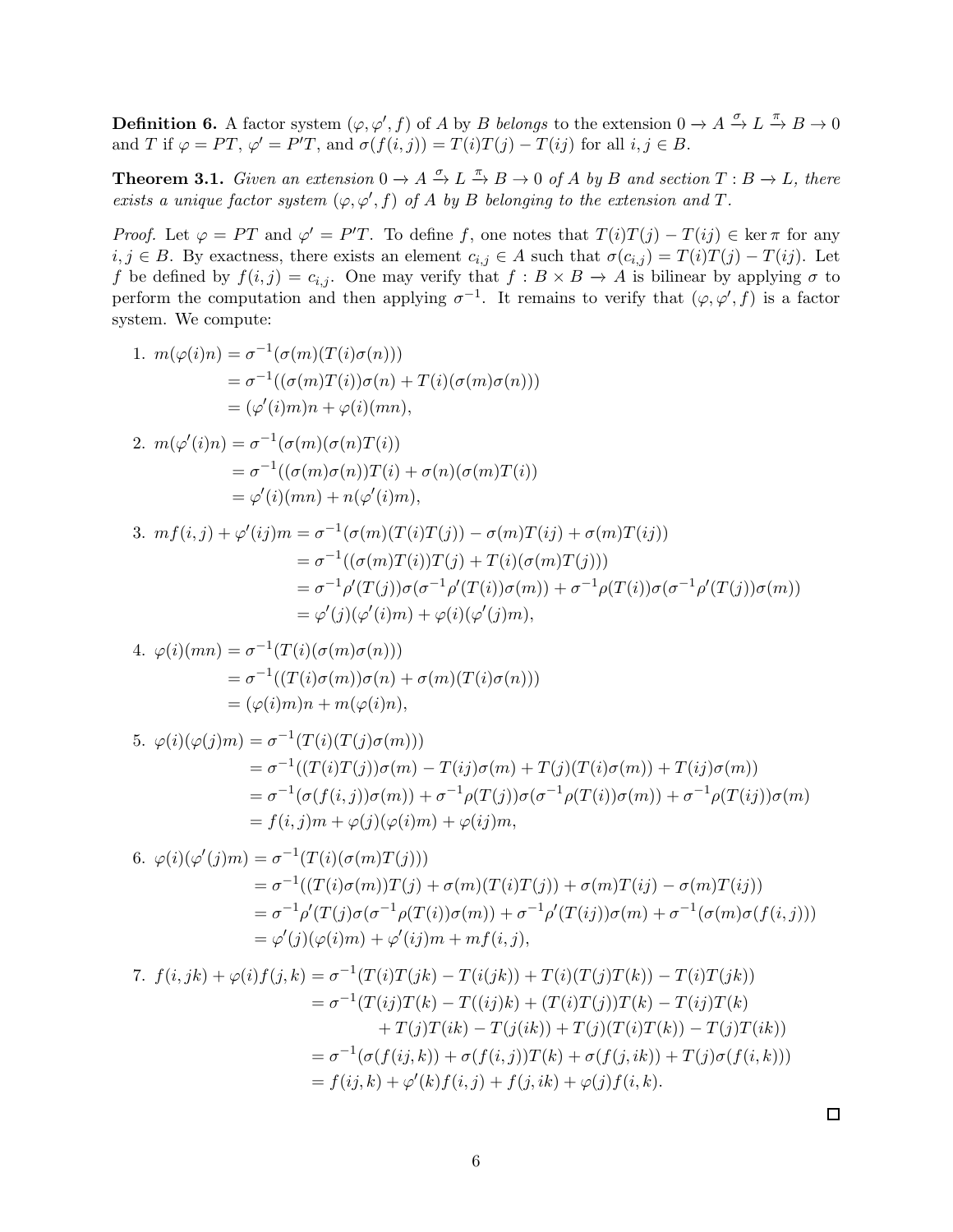**Definition 6.** A factor system $(\varphi, \varphi', f)$ of $A$ by $B$ *belongs* to the extension $0 \to A \xrightarrow{\sigma} L \xrightarrow{\pi} B \to 0$ and $T$ if $\varphi = PT$, $\varphi' = P'T$, and $\sigma(f(i,j)) = T(i)T(j) - T(ij)$ for all $i, j \in B$.

**Theorem 3.1.** *Given an extension $0 \to A \xrightarrow{\sigma} L \xrightarrow{\pi} B \to 0$ of $A$ by $B$ and section $T : B \to L$, there exists a unique factor system $(\varphi, \varphi', f)$ of $A$ by $B$ belonging to the extension and $T$.*

*Proof.* Let $\varphi = PT$ and $\varphi' = P'T$. To define $f$, one notes that $T(i)T(j) - T(ij) \in \ker \pi$ for any $i, j \in B$. By exactness, there exists an element $c_{i,j} \in A$ such that $\sigma(c_{i,j}) = T(i)T(j) - T(ij)$. Let $f$ be defined by $f(i,j) = c_{i,j}$. One may verify that $f : B \times B \to A$ is bilinear by applying $\sigma$ to perform the computation and then applying $\sigma^{-1}$. It remains to verify that $(\varphi, \varphi', f)$ is a factor system. We compute:

1. $$\begin{aligned} m(\varphi(i)n) &= \sigma^{-1}(\sigma(m)(T(i)\sigma(n))) \\ &= \sigma^{-1}((\sigma(m)T(i))\sigma(n) + T(i)(\sigma(m)\sigma(n))) \\ &= (\varphi'(i)m)n + \varphi(i)(mn), \end{aligned}$$

2. $$\begin{aligned} m(\varphi'(i)n) &= \sigma^{-1}(\sigma(m)(\sigma(n)T(i)) \\ &= \sigma^{-1}((\sigma(m)\sigma(n))T(i) + \sigma(n)(\sigma(m)T(i)) \\ &= \varphi'(i)(mn) + n(\varphi'(i)m), \end{aligned}$$

3. $$\begin{aligned} mf(i,j) + \varphi'(ij)m &= \sigma^{-1}(\sigma(m)(T(i)T(j)) - \sigma(m)T(ij) + \sigma(m)T(ij)) \\ &= \sigma^{-1}((\sigma(m)T(i))T(j) + T(i)(\sigma(m)T(j))) \\ &= \sigma^{-1}\rho'(T(j))\sigma(\sigma^{-1}\rho'(T(i))\sigma(m)) + \sigma^{-1}\rho(T(i))\sigma(\sigma^{-1}\rho'(T(j))\sigma(m)) \\ &= \varphi'(j)(\varphi'(i)m) + \varphi(i)(\varphi'(j)m), \end{aligned}$$

4. $$\begin{aligned} \varphi(i)(mn) &= \sigma^{-1}(T(i)(\sigma(m)\sigma(n))) \\ &= \sigma^{-1}((T(i)\sigma(m))\sigma(n) + \sigma(m)(T(i)\sigma(n))) \\ &= (\varphi(i)m)n + m(\varphi(i)n), \end{aligned}$$

5. $$\begin{aligned} \varphi(i)(\varphi(j)m) &= \sigma^{-1}(T(i)(T(j)\sigma(m))) \\ &= \sigma^{-1}((T(i)T(j))\sigma(m) - T(ij)\sigma(m) + T(j)(T(i)\sigma(m)) + T(ij)\sigma(m)) \\ &= \sigma^{-1}(\sigma(f(i,j))\sigma(m)) + \sigma^{-1}\rho(T(j))\sigma(\sigma^{-1}\rho(T(i))\sigma(m)) + \sigma^{-1}\rho(T(ij))\sigma(m) \\ &= f(i,j)m + \varphi(j)(\varphi(i)m) + \varphi(ij)m, \end{aligned}$$

6. $$\begin{aligned} \varphi(i)(\varphi'(j)m) &= \sigma^{-1}(T(i)(\sigma(m)T(j))) \\ &= \sigma^{-1}((T(i)\sigma(m))T(j) + \sigma(m)(T(i)T(j)) + \sigma(m)T(ij) - \sigma(m)T(ij)) \\ &= \sigma^{-1}\rho'(T(j)\sigma(\sigma^{-1}\rho(T(i))\sigma(m)) + \sigma^{-1}\rho'(T(ij))\sigma(m) + \sigma^{-1}(\sigma(m)\sigma(f(i,j))) \\ &= \varphi'(j)(\varphi(i)m) + \varphi'(ij)m + mf(i,j), \end{aligned}$$

7. $$\begin{aligned} f(i,jk) + \varphi(i)f(j,k) &= \sigma^{-1}(T(i)T(jk) - T(i(jk)) + T(i)(T(j)T(k)) - T(i)T(jk)) \\ &= \sigma^{-1}(T(ij)T(k) - T((ij)k) + (T(i)T(j))T(k) - T(ij)T(k) \\ &\qquad + T(j)T(ik) - T(j(ik)) + T(j)(T(i)T(k)) - T(j)T(ik)) \\ &= \sigma^{-1}(\sigma(f(ij,k)) + \sigma(f(i,j))T(k) + \sigma(f(j,ik)) + T(j)\sigma(f(i,k))) \\ &= f(ij,k) + \varphi'(k)f(i,j) + f(j,ik) + \varphi(j)f(i,k). \end{aligned}$$

$\square$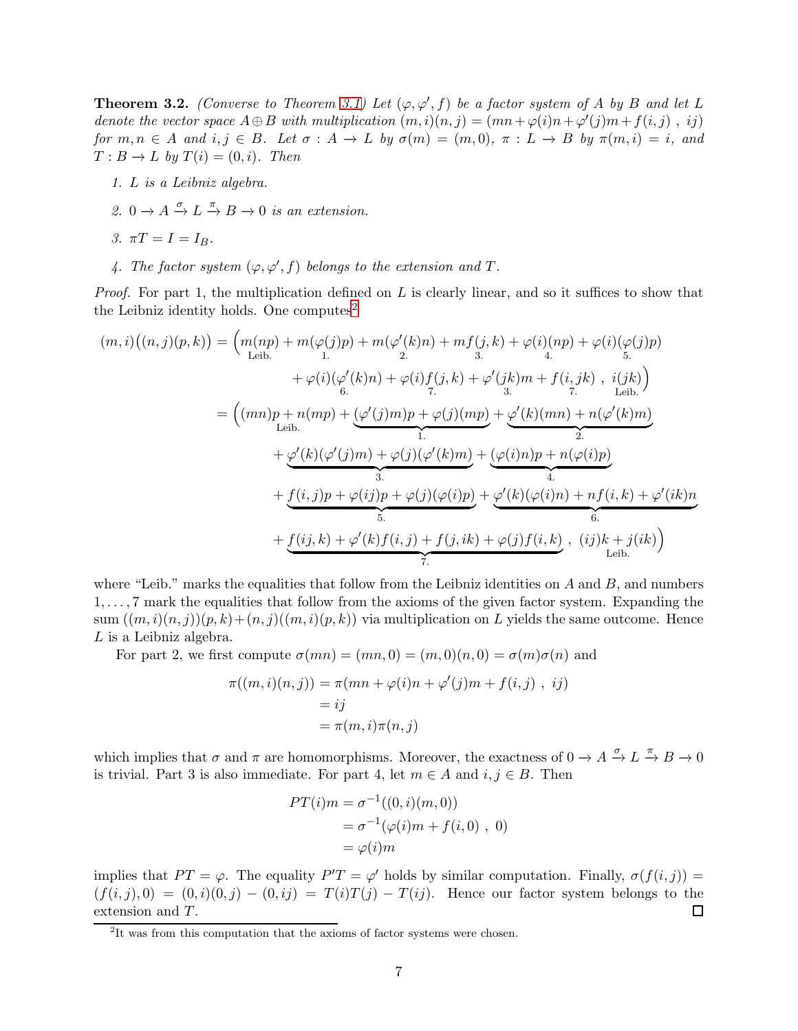**Theorem 3.2.** *(Converse to Theorem 3.1) Let $(\varphi, \varphi', f)$ be a factor system of $A$ by $B$ and let $L$ denote the vector space $A \oplus B$ with multiplication $(m,i)(n,j) = (mn + \varphi(i)n + \varphi'(j)m + f(i,j)\ ,\ ij)$ for $m, n \in A$ and $i, j \in B$. Let $\sigma : A \to L$ by $\sigma(m) = (m, 0)$, $\pi : L \to B$ by $\pi(m,i) = i$, and $T : B \to L$ by $T(i) = (0, i)$. Then*

1. *$L$ is a Leibniz algebra.*
2. *$0 \to A \xrightarrow{\sigma} L \xrightarrow{\pi} B \to 0$ is an extension.*
3. *$\pi T = I = I_B$.*
4. *The factor system $(\varphi, \varphi', f)$ belongs to the extension and $T$.*

*Proof.* For part 1, the multiplication defined on $L$ is clearly linear, and so it suffices to show that the Leibniz identity holds. One computes[2]

$$
\begin{aligned}
(m,i)\big((n,j)(p,k)\big) = \Big(&\underset{\text{Leib.}}{m(np)} + \underset{1.}{m(\varphi(j)p)} + \underset{2.}{m(\varphi'(k)n)} + \underset{3.}{mf(j,k)} + \underset{4.}{\varphi(i)(np)} + \underset{5.}{\varphi(i)(\varphi(j)p)} \\
&+ \underset{6.}{\varphi(i)(\varphi'(k)n)} + \underset{7.}{\varphi(i)f(j,k)} + \underset{3.}{\varphi'(jk)m} + \underset{7.}{f(i,jk)}\ ,\ \underset{\text{Leib.}}{i(jk)}\Big) \\
= \Big(&\underset{\text{Leib.}}{(mn)p + n(mp)} + \underbrace{(\varphi'(j)m)p + \varphi(j)(mp)}_{1.} + \underbrace{\varphi'(k)(mn) + n(\varphi'(k)m)}_{2.} \\
&+ \underbrace{\varphi'(k)(\varphi'(j)m) + \varphi(j)(\varphi'(k)m)}_{3.} + \underbrace{(\varphi(i)n)p + n(\varphi(i)p)}_{4.} \\
&+ \underbrace{f(i,j)p + \varphi(ij)p + \varphi(j)(\varphi(i)p)}_{5.} + \underbrace{\varphi'(k)(\varphi(i)n) + nf(i,k) + \varphi'(ik)n}_{6.} \\
&+ \underbrace{f(ij,k) + \varphi'(k)f(i,j) + f(j,ik) + \varphi(j)f(i,k)}_{7.}\ ,\ \underset{\text{Leib.}}{(ij)k + j(ik)}\Big)
\end{aligned}
$$

where "Leib." marks the equalities that follow from the Leibniz identities on $A$ and $B$, and numbers $1, \ldots, 7$ mark the equalities that follow from the axioms of the given factor system. Expanding the sum $((m,i)(n,j))(p,k) + (n,j)((m,i)(p,k))$ via multiplication on $L$ yields the same outcome. Hence $L$ is a Leibniz algebra.

For part 2, we first compute $\sigma(mn) = (mn, 0) = (m,0)(n,0) = \sigma(m)\sigma(n)$ and

$$
\begin{aligned}
\pi((m,i)(n,j)) &= \pi(mn + \varphi(i)n + \varphi'(j)m + f(i,j)\ ,\ ij) \\
&= ij \\
&= \pi(m,i)\pi(n,j)
\end{aligned}
$$

which implies that $\sigma$ and $\pi$ are homomorphisms. Moreover, the exactness of $0 \to A \xrightarrow{\sigma} L \xrightarrow{\pi} B \to 0$ is trivial. Part 3 is also immediate. For part 4, let $m \in A$ and $i, j \in B$. Then

$$
\begin{aligned}
PT(i)m &= \sigma^{-1}((0,i)(m,0)) \\
&= \sigma^{-1}(\varphi(i)m + f(i,0)\ ,\ 0) \\
&= \varphi(i)m
\end{aligned}
$$

implies that $PT = \varphi$. The equality $P'T = \varphi'$ holds by similar computation. Finally, $\sigma(f(i,j)) = (f(i,j), 0) = (0,i)(0,j) - (0,ij) = T(i)T(j) - T(ij)$. Hence our factor system belongs to the extension and $T$. ☐

[2] It was from this computation that the axioms of factor systems were chosen.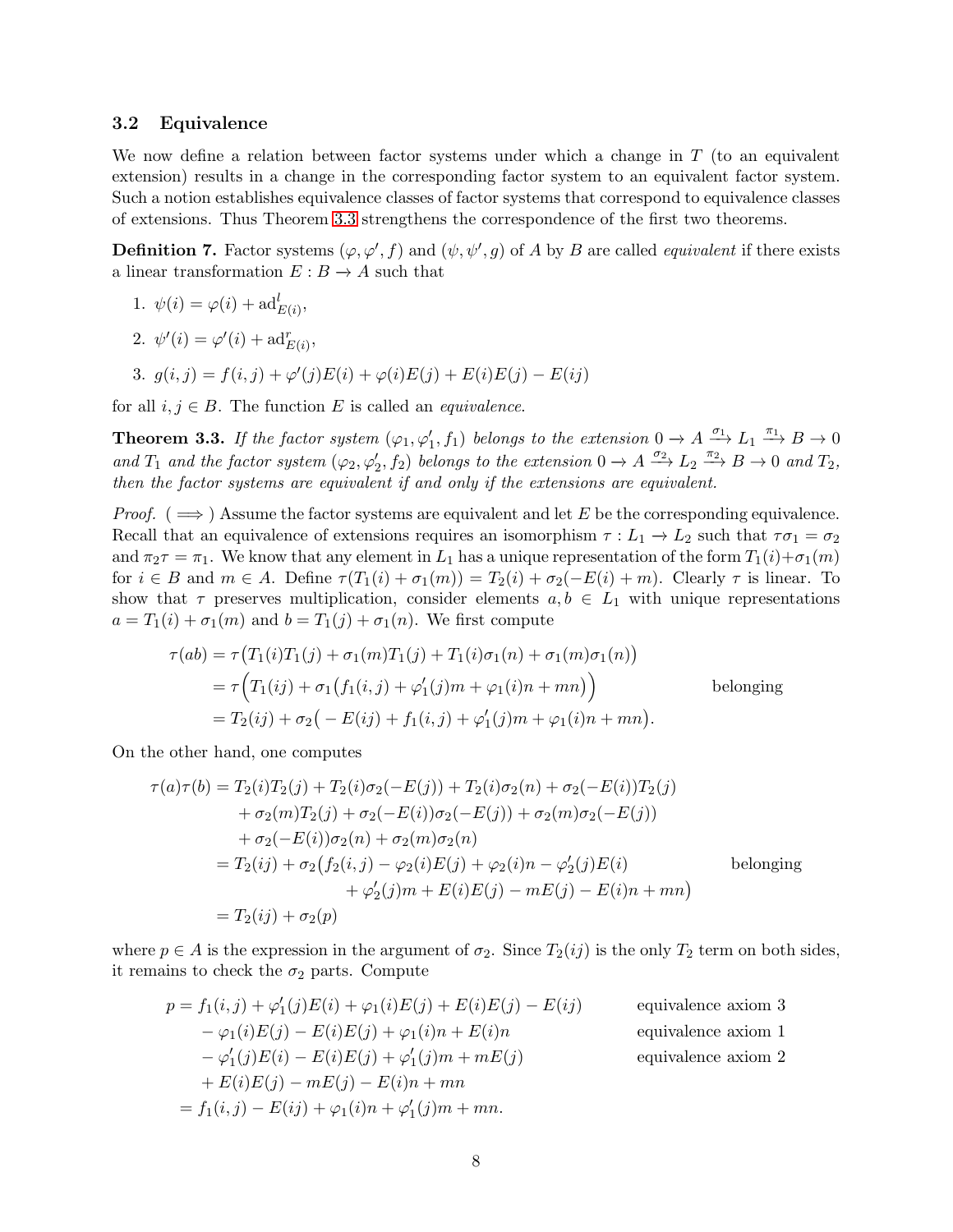### 3.2 Equivalence

We now define a relation between factor systems under which a change in $T$ (to an equivalent extension) results in a change in the corresponding factor system to an equivalent factor system. Such a notion establishes equivalence classes of factor systems that correspond to equivalence classes of extensions. Thus Theorem 3.3 strengthens the correspondence of the first two theorems.

**Definition 7.** Factor systems $(\varphi, \varphi', f)$ and $(\psi, \psi', g)$ of $A$ by $B$ are called *equivalent* if there exists a linear transformation $E : B \to A$ such that

1. $\psi(i) = \varphi(i) + \mathrm{ad}^l_{E(i)}$,
2. $\psi'(i) = \varphi'(i) + \mathrm{ad}^r_{E(i)}$,
3. $g(i,j) = f(i,j) + \varphi'(j)E(i) + \varphi(i)E(j) + E(i)E(j) - E(ij)$

for all $i, j \in B$. The function $E$ is called an *equivalence*.

**Theorem 3.3.** *If the factor system $(\varphi_1, \varphi_1', f_1)$ belongs to the extension $0 \to A \xrightarrow{\sigma_1} L_1 \xrightarrow{\pi_1} B \to 0$ and $T_1$ and the factor system $(\varphi_2, \varphi_2', f_2)$ belongs to the extension $0 \to A \xrightarrow{\sigma_2} L_2 \xrightarrow{\pi_2} B \to 0$ and $T_2$, then the factor systems are equivalent if and only if the extensions are equivalent.*

*Proof.* ($\implies$) Assume the factor systems are equivalent and let $E$ be the corresponding equivalence. Recall that an equivalence of extensions requires an isomorphism $\tau : L_1 \to L_2$ such that $\tau\sigma_1 = \sigma_2$ and $\pi_2\tau = \pi_1$. We know that any element in $L_1$ has a unique representation of the form $T_1(i)+\sigma_1(m)$ for $i \in B$ and $m \in A$. Define $\tau(T_1(i) + \sigma_1(m)) = T_2(i) + \sigma_2(-E(i) + m)$. Clearly $\tau$ is linear. To show that $\tau$ preserves multiplication, consider elements $a, b \in L_1$ with unique representations $a = T_1(i) + \sigma_1(m)$ and $b = T_1(j) + \sigma_1(n)$. We first compute

$$
\begin{aligned}
\tau(ab) &= \tau\big(T_1(i)T_1(j) + \sigma_1(m)T_1(j) + T_1(i)\sigma_1(n) + \sigma_1(m)\sigma_1(n)\big) \\
&= \tau\Big(T_1(ij) + \sigma_1\big(f_1(i,j) + \varphi_1'(j)m + \varphi_1(i)n + mn\big)\Big) && \text{belonging} \\
&= T_2(ij) + \sigma_2\big(-E(ij) + f_1(i,j) + \varphi_1'(j)m + \varphi_1(i)n + mn\big).
\end{aligned}
$$

On the other hand, one computes

$$
\begin{aligned}
\tau(a)\tau(b) &= T_2(i)T_2(j) + T_2(i)\sigma_2(-E(j)) + T_2(i)\sigma_2(n) + \sigma_2(-E(i))T_2(j) \\
&\quad + \sigma_2(m)T_2(j) + \sigma_2(-E(i))\sigma_2(-E(j)) + \sigma_2(m)\sigma_2(-E(j)) \\
&\quad + \sigma_2(-E(i))\sigma_2(n) + \sigma_2(m)\sigma_2(n) \\
&= T_2(ij) + \sigma_2\big(f_2(i,j) - \varphi_2(i)E(j) + \varphi_2(i)n - \varphi_2'(j)E(i) && \text{belonging} \\
&\qquad\qquad + \varphi_2'(j)m + E(i)E(j) - mE(j) - E(i)n + mn\big) \\
&= T_2(ij) + \sigma_2(p)
\end{aligned}
$$

where $p \in A$ is the expression in the argument of $\sigma_2$. Since $T_2(ij)$ is the only $T_2$ term on both sides, it remains to check the $\sigma_2$ parts. Compute

$$
\begin{aligned}
p &= f_1(i,j) + \varphi_1'(j)E(i) + \varphi_1(i)E(j) + E(i)E(j) - E(ij) && \text{equivalence axiom 3} \\
&\quad - \varphi_1(i)E(j) - E(i)E(j) + \varphi_1(i)n + E(i)n && \text{equivalence axiom 1} \\
&\quad - \varphi_1'(j)E(i) - E(i)E(j) + \varphi_1'(j)m + mE(j) && \text{equivalence axiom 2} \\
&\quad + E(i)E(j) - mE(j) - E(i)n + mn \\
&= f_1(i,j) - E(ij) + \varphi_1(i)n + \varphi_1'(j)m + mn.
\end{aligned}
$$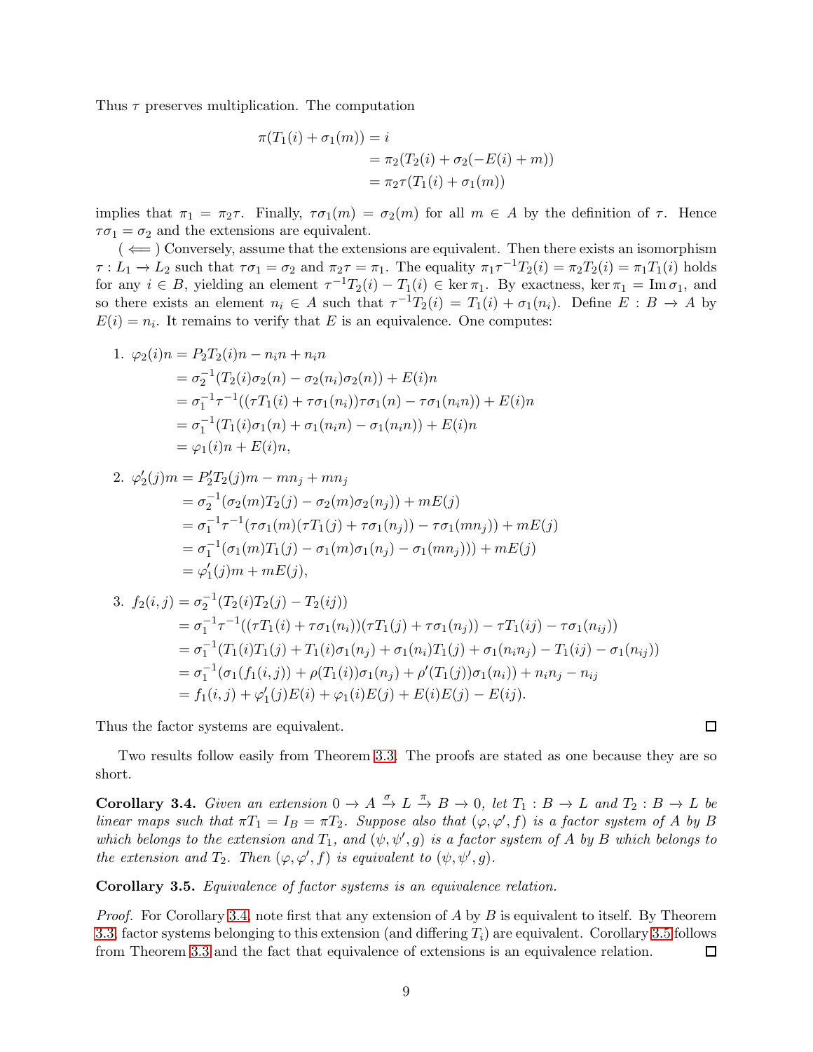Thus $\tau$ preserves multiplication. The computation

$$
\begin{aligned}
\pi(T_1(i) + \sigma_1(m)) &= i \\
&= \pi_2(T_2(i) + \sigma_2(-E(i) + m)) \\
&= \pi_2\tau(T_1(i) + \sigma_1(m))
\end{aligned}
$$

implies that $\pi_1 = \pi_2\tau$. Finally, $\tau\sigma_1(m) = \sigma_2(m)$ for all $m \in A$ by the definition of $\tau$. Hence $\tau\sigma_1 = \sigma_2$ and the extensions are equivalent.

( $\Longleftarrow$ ) Conversely, assume that the extensions are equivalent. Then there exists an isomorphism $\tau : L_1 \to L_2$ such that $\tau\sigma_1 = \sigma_2$ and $\pi_2\tau = \pi_1$. The equality $\pi_1\tau^{-1}T_2(i) = \pi_2 T_2(i) = \pi_1 T_1(i)$ holds for any $i \in B$, yielding an element $\tau^{-1}T_2(i) - T_1(i) \in \ker \pi_1$. By exactness, $\ker \pi_1 = \operatorname{Im} \sigma_1$, and so there exists an element $n_i \in A$ such that $\tau^{-1}T_2(i) = T_1(i) + \sigma_1(n_i)$. Define $E : B \to A$ by $E(i) = n_i$. It remains to verify that $E$ is an equivalence. One computes:

1. $$
\begin{aligned}
\varphi_2(i)n &= P_2T_2(i)n - n_i n + n_i n \\
&= \sigma_2^{-1}(T_2(i)\sigma_2(n) - \sigma_2(n_i)\sigma_2(n)) + E(i)n \\
&= \sigma_1^{-1}\tau^{-1}((\tau T_1(i) + \tau\sigma_1(n_i))\tau\sigma_1(n) - \tau\sigma_1(n_i n)) + E(i)n \\
&= \sigma_1^{-1}(T_1(i)\sigma_1(n) + \sigma_1(n_i n) - \sigma_1(n_i n)) + E(i)n \\
&= \varphi_1(i)n + E(i)n,
\end{aligned}
$$

2. $$
\begin{aligned}
\varphi_2'(j)m &= P_2'T_2(j)m - mn_j + mn_j \\
&= \sigma_2^{-1}(\sigma_2(m)T_2(j) - \sigma_2(m)\sigma_2(n_j)) + mE(j) \\
&= \sigma_1^{-1}\tau^{-1}(\tau\sigma_1(m)(\tau T_1(j) + \tau\sigma_1(n_j)) - \tau\sigma_1(mn_j)) + mE(j) \\
&= \sigma_1^{-1}(\sigma_1(m)T_1(j) - \sigma_1(m)\sigma_1(n_j) - \sigma_1(mn_j))) + mE(j) \\
&= \varphi_1'(j)m + mE(j),
\end{aligned}
$$

3. $$
\begin{aligned}
f_2(i,j) &= \sigma_2^{-1}(T_2(i)T_2(j) - T_2(ij)) \\
&= \sigma_1^{-1}\tau^{-1}((\tau T_1(i) + \tau\sigma_1(n_i))(\tau T_1(j) + \tau\sigma_1(n_j)) - \tau T_1(ij) - \tau\sigma_1(n_{ij})) \\
&= \sigma_1^{-1}(T_1(i)T_1(j) + T_1(i)\sigma_1(n_j) + \sigma_1(n_i)T_1(j) + \sigma_1(n_i n_j) - T_1(ij) - \sigma_1(n_{ij})) \\
&= \sigma_1^{-1}(\sigma_1(f_1(i,j)) + \rho(T_1(i))\sigma_1(n_j) + \rho'(T_1(j))\sigma_1(n_i)) + n_i n_j - n_{ij} \\
&= f_1(i,j) + \varphi_1'(j)E(i) + \varphi_1(i)E(j) + E(i)E(j) - E(ij).
\end{aligned}
$$

Thus the factor systems are equivalent. $\square$

Two results follow easily from Theorem 3.3. The proofs are stated as one because they are so short.

**Corollary 3.4.** *Given an extension* $0 \to A \xrightarrow{\sigma} L \xrightarrow{\pi} B \to 0$*, let* $T_1 : B \to L$ *and* $T_2 : B \to L$ *be linear maps such that* $\pi T_1 = I_B = \pi T_2$*. Suppose also that* $(\varphi, \varphi', f)$ *is a factor system of* $A$ *by* $B$ *which belongs to the extension and* $T_1$*, and* $(\psi, \psi', g)$ *is a factor system of* $A$ *by* $B$ *which belongs to the extension and* $T_2$*. Then* $(\varphi, \varphi', f)$ *is equivalent to* $(\psi, \psi', g)$*.*

**Corollary 3.5.** *Equivalence of factor systems is an equivalence relation.*

*Proof.* For Corollary 3.4, note first that any extension of $A$ by $B$ is equivalent to itself. By Theorem 3.3, factor systems belonging to this extension (and differing $T_i$) are equivalent. Corollary 3.5 follows from Theorem 3.3 and the fact that equivalence of extensions is an equivalence relation. $\square$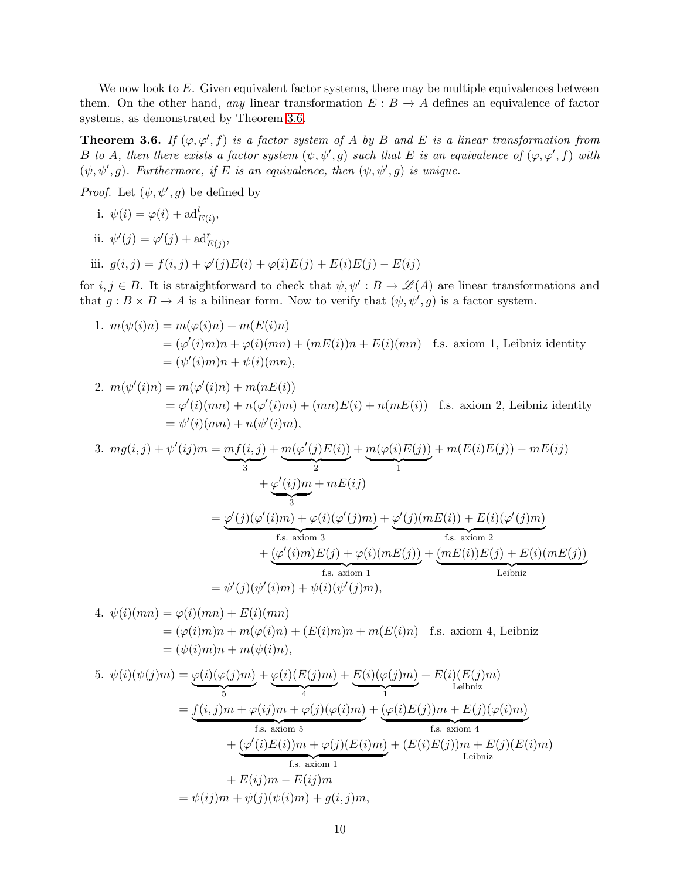We now look to $E$. Given equivalent factor systems, there may be multiple equivalences between them. On the other hand, *any* linear transformation $E : B \to A$ defines an equivalence of factor systems, as demonstrated by Theorem 3.6.

**Theorem 3.6.** *If $(\varphi, \varphi', f)$ is a factor system of $A$ by $B$ and $E$ is a linear transformation from $B$ to $A$, then there exists a factor system $(\psi, \psi', g)$ such that $E$ is an equivalence of $(\varphi, \varphi', f)$ with $(\psi, \psi', g)$. Furthermore, if $E$ is an equivalence, then $(\psi, \psi', g)$ is unique.*

*Proof.* Let $(\psi, \psi', g)$ be defined by

i. $\psi(i) = \varphi(i) + \mathrm{ad}^l_{E(i)}$,

ii. $\psi'(j) = \varphi'(j) + \mathrm{ad}^r_{E(j)}$,

iii. $g(i,j) = f(i,j) + \varphi'(j)E(i) + \varphi(i)E(j) + E(i)E(j) - E(ij)$

for $i, j \in B$. It is straightforward to check that $\psi, \psi' : B \to \mathscr{L}(A)$ are linear transformations and that $g : B \times B \to A$ is a bilinear form. Now to verify that $(\psi, \psi', g)$ is a factor system.

1. $$\begin{aligned} m(\psi(i)n) &= m(\varphi(i)n) + m(E(i)n) \\ &= (\varphi'(i)m)n + \varphi(i)(mn) + (mE(i))n + E(i)(mn) \quad \text{f.s. axiom 1, Leibniz identity} \\ &= (\psi'(i)m)n + \psi(i)(mn), \end{aligned}$$

2. $$\begin{aligned} m(\psi'(i)n) &= m(\varphi'(i)n) + m(nE(i)) \\ &= \varphi'(i)(mn) + n(\varphi'(i)m) + (mn)E(i) + n(mE(i)) \quad \text{f.s. axiom 2, Leibniz identity} \\ &= \psi'(i)(mn) + n(\psi'(i)m), \end{aligned}$$

3. $$\begin{aligned} mg(i,j) + \psi'(ij)m &= \underbrace{mf(i,j)}_{3} + \underbrace{m(\varphi'(j)E(i))}_{2} + \underbrace{m(\varphi(i)E(j))}_{1} + m(E(i)E(j)) - mE(ij) \\ &\quad + \underbrace{\varphi'(ij)m}_{3} + mE(ij) \\ &= \underbrace{\varphi'(j)(\varphi'(i)m) + \varphi(i)(\varphi'(j)m)}_{\text{f.s. axiom 3}} + \underbrace{\varphi'(j)(mE(i)) + E(i)(\varphi'(j)m)}_{\text{f.s. axiom 2}} \\ &\quad + \underbrace{(\varphi'(i)m)E(j) + \varphi(i)(mE(j))}_{\text{f.s. axiom 1}} + \underbrace{(mE(i))E(j) + E(i)(mE(j))}_{\text{Leibniz}} \\ &= \psi'(j)(\psi'(i)m) + \psi(i)(\psi'(j)m), \end{aligned}$$

4. $$\begin{aligned} \psi(i)(mn) &= \varphi(i)(mn) + E(i)(mn) \\ &= (\varphi(i)m)n + m(\varphi(i)n) + (E(i)m)n + m(E(i)n) \quad \text{f.s. axiom 4, Leibniz} \\ &= (\psi(i)m)n + m(\psi(i)n), \end{aligned}$$

5. $$\begin{aligned} \psi(i)(\psi(j)m) &= \underbrace{\varphi(i)(\varphi(j)m)}_{5} + \underbrace{\varphi(i)(E(j)m)}_{4} + \underbrace{E(i)(\varphi(j)m)}_{1} + \underbrace{E(i)(E(j)m)}_{\text{Leibniz}} \\ &= \underbrace{f(i,j)m + \varphi(ij)m + \varphi(j)(\varphi(i)m)}_{\text{f.s. axiom 5}} + \underbrace{(\varphi(i)E(j))m + E(j)(\varphi(i)m)}_{\text{f.s. axiom 4}} \\ &\quad + \underbrace{(\varphi'(i)E(i))m + \varphi(j)(E(i)m)}_{\text{f.s. axiom 1}} + \underbrace{(E(i)E(j))m + E(j)(E(i)m)}_{\text{Leibniz}} \\ &\quad + E(ij)m - E(ij)m \\ &= \psi(ij)m + \psi(j)(\psi(i)m) + g(i,j)m, \end{aligned}$$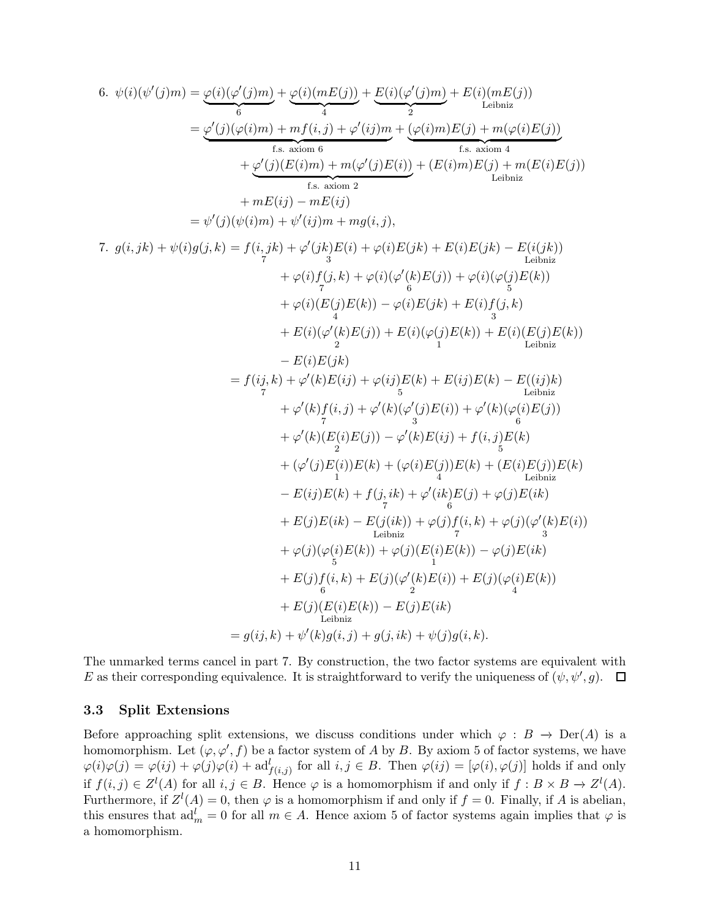6. $\psi(i)(\psi'(j)m) = \underbrace{\varphi(i)(\varphi'(j)m)}_{6} + \underbrace{\varphi(i)(mE(j))}_{4} + \underbrace{E(i)(\varphi'(j)m)}_{2} + \underset{\text{Leibniz}}{E(i)(mE(j))}$

$$
\begin{aligned}
&= \underbrace{\varphi'(j)(\varphi(i)m) + mf(i,j) + \varphi'(ij)m}_{\text{f.s. axiom 6}} + \underbrace{(\varphi(i)m)E(j) + m(\varphi(i)E(j))}_{\text{f.s. axiom 4}} \\
&\quad + \underbrace{\varphi'(j)(E(i)m) + m(\varphi'(j)E(i))}_{\text{f.s. axiom 2}} + \underset{\text{Leibniz}}{(E(i)m)E(j) + m(E(i)E(j))} \\
&\quad + mE(ij) - mE(ij) \\
&= \psi'(j)(\psi(i)m) + \psi'(ij)m + mg(i,j),
\end{aligned}
$$

7. $g(i,jk) + \psi(i)g(j,k) = \underset{7}{f(i,jk)} + \underset{3}{\varphi'(jk)E(i)} + \varphi(i)E(jk) + E(i)E(jk) - \underset{\text{Leibniz}}{E(i(jk))}$

$$
\begin{aligned}
&\quad + \underset{7}{\varphi(i)f(j,k)} + \underset{6}{\varphi(i)(\varphi'(k)E(j))} + \underset{5}{\varphi(i)(\varphi(j)E(k))} \\
&\quad + \underset{4}{\varphi(i)(E(j)E(k))} - \varphi(i)E(jk) + \underset{3}{E(i)f(j,k)} \\
&\quad + \underset{2}{E(i)(\varphi'(k)E(j))} + \underset{1}{E(i)(\varphi(j)E(k))} + \underset{\text{Leibniz}}{E(i)(E(j)E(k))} \\
&\quad - E(i)E(jk) \\
&= \underset{7}{f(ij,k)} + \varphi'(k)E(ij) + \underset{5}{\varphi(ij)E(k)} + E(ij)E(k) - \underset{\text{Leibniz}}{E((ij)k)} \\
&\quad + \underset{7}{\varphi'(k)f(i,j)} + \underset{3}{\varphi'(k)(\varphi'(j)E(i))} + \underset{6}{\varphi'(k)(\varphi(i)E(j))} \\
&\quad + \underset{2}{\varphi'(k)(E(i)E(j))} - \varphi'(k)E(ij) + \underset{5}{f(i,j)E(k)} \\
&\quad + \underset{1}{(\varphi'(j)E(i))E(k)} + \underset{4}{(\varphi(i)E(j))E(k)} + \underset{\text{Leibniz}}{(E(i)E(j))E(k)} \\
&\quad - E(ij)E(k) + \underset{7}{f(j,ik)} + \underset{6}{\varphi'(ik)E(j)} + \varphi(j)E(ik) \\
&\quad + E(j)E(ik) - \underset{\text{Leibniz}}{E(j(ik))} + \underset{7}{\varphi(j)f(i,k)} + \underset{3}{\varphi(j)(\varphi'(k)E(i))} \\
&\quad + \underset{5}{\varphi(j)(\varphi(i)E(k))} + \underset{1}{\varphi(j)(E(i)E(k))} - \varphi(j)E(ik) \\
&\quad + \underset{6}{E(j)f(i,k)} + \underset{2}{E(j)(\varphi'(k)E(i))} + \underset{4}{E(j)(\varphi(i)E(k))} \\
&\quad + \underset{\text{Leibniz}}{E(j)(E(i)E(k))} - E(j)E(ik) \\
&= g(ij,k) + \psi'(k)g(i,j) + g(j,ik) + \psi(j)g(i,k).
\end{aligned}
$$

The unmarked terms cancel in part 7. By construction, the two factor systems are equivalent with $E$ as their corresponding equivalence. It is straightforward to verify the uniqueness of $(\psi, \psi', g)$. $\square$

### 3.3 Split Extensions

Before approaching split extensions, we discuss conditions under which $\varphi : B \to \mathrm{Der}(A)$ is a homomorphism. Let $(\varphi, \varphi', f)$ be a factor system of $A$ by $B$. By axiom 5 of factor systems, we have $\varphi(i)\varphi(j) = \varphi(ij) + \varphi(j)\varphi(i) + \mathrm{ad}^l_{f(i,j)}$ for all $i, j \in B$. Then $\varphi(ij) = [\varphi(i), \varphi(j)]$ holds if and only if $f(i,j) \in Z^l(A)$ for all $i, j \in B$. Hence $\varphi$ is a homomorphism if and only if $f : B \times B \to Z^l(A)$. Furthermore, if $Z^l(A) = 0$, then $\varphi$ is a homomorphism if and only if $f = 0$. Finally, if $A$ is abelian, this ensures that $\mathrm{ad}^l_m = 0$ for all $m \in A$. Hence axiom 5 of factor systems again implies that $\varphi$ is a homomorphism.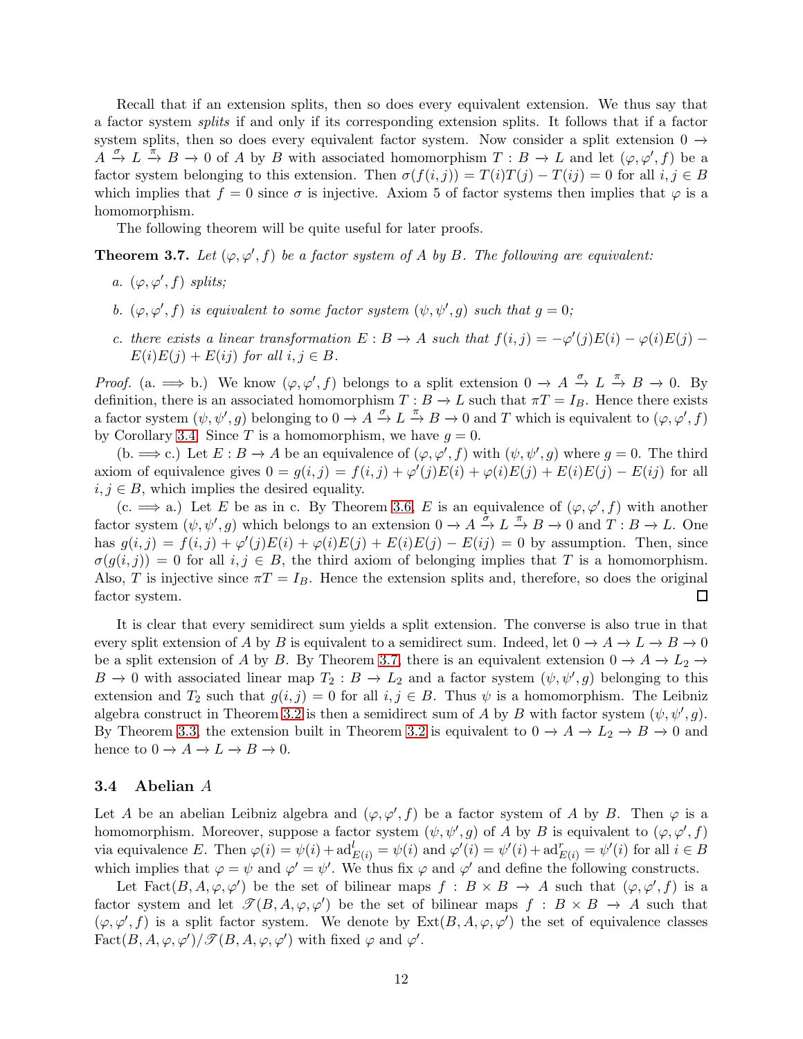Recall that if an extension splits, then so does every equivalent extension. We thus say that a factor system *splits* if and only if its corresponding extension splits. It follows that if a factor system splits, then so does every equivalent factor system. Now consider a split extension $0 \to A \xrightarrow{\sigma} L \xrightarrow{\pi} B \to 0$ of $A$ by $B$ with associated homomorphism $T : B \to L$ and let $(\varphi, \varphi', f)$ be a factor system belonging to this extension. Then $\sigma(f(i,j)) = T(i)T(j) - T(ij) = 0$ for all $i, j \in B$ which implies that $f = 0$ since $\sigma$ is injective. Axiom 5 of factor systems then implies that $\varphi$ is a homomorphism.

The following theorem will be quite useful for later proofs.

**Theorem 3.7.** *Let $(\varphi, \varphi', f)$ be a factor system of $A$ by $B$. The following are equivalent:*

*a. $(\varphi, \varphi', f)$ splits;*

*b. $(\varphi, \varphi', f)$ is equivalent to some factor system $(\psi, \psi', g)$ such that $g = 0$;*

*c. there exists a linear transformation $E : B \to A$ such that $f(i,j) = -\varphi'(j)E(i) - \varphi(i)E(j) - E(i)E(j) + E(ij)$ for all $i, j \in B$.*

*Proof.* (a. $\Longrightarrow$ b.) We know $(\varphi, \varphi', f)$ belongs to a split extension $0 \to A \xrightarrow{\sigma} L \xrightarrow{\pi} B \to 0$. By definition, there is an associated homomorphism $T : B \to L$ such that $\pi T = I_B$. Hence there exists a factor system $(\psi, \psi', g)$ belonging to $0 \to A \xrightarrow{\sigma} L \xrightarrow{\pi} B \to 0$ and $T$ which is equivalent to $(\varphi, \varphi', f)$ by Corollary 3.4. Since $T$ is a homomorphism, we have $g = 0$.

(b. $\Longrightarrow$ c.) Let $E : B \to A$ be an equivalence of $(\varphi, \varphi', f)$ with $(\psi, \psi', g)$ where $g = 0$. The third axiom of equivalence gives $0 = g(i,j) = f(i,j) + \varphi'(j)E(i) + \varphi(i)E(j) + E(i)E(j) - E(ij)$ for all $i, j \in B$, which implies the desired equality.

(c. $\Longrightarrow$ a.) Let $E$ be as in c. By Theorem 3.6, $E$ is an equivalence of $(\varphi, \varphi', f)$ with another factor system $(\psi, \psi', g)$ which belongs to an extension $0 \to A \xrightarrow{\sigma} L \xrightarrow{\pi} B \to 0$ and $T : B \to L$. One has $g(i,j) = f(i,j) + \varphi'(j)E(i) + \varphi(i)E(j) + E(i)E(j) - E(ij) = 0$ by assumption. Then, since $\sigma(g(i,j)) = 0$ for all $i, j \in B$, the third axiom of belonging implies that $T$ is a homomorphism. Also, $T$ is injective since $\pi T = I_B$. Hence the extension splits and, therefore, so does the original factor system. $\square$

It is clear that every semidirect sum yields a split extension. The converse is also true in that every split extension of $A$ by $B$ is equivalent to a semidirect sum. Indeed, let $0 \to A \to L \to B \to 0$ be a split extension of $A$ by $B$. By Theorem 3.7, there is an equivalent extension $0 \to A \to L_2 \to B \to 0$ with associated linear map $T_2 : B \to L_2$ and a factor system $(\psi, \psi', g)$ belonging to this extension and $T_2$ such that $g(i,j) = 0$ for all $i, j \in B$. Thus $\psi$ is a homomorphism. The Leibniz algebra construct in Theorem 3.2 is then a semidirect sum of $A$ by $B$ with factor system $(\psi, \psi', g)$. By Theorem 3.3, the extension built in Theorem 3.2 is equivalent to $0 \to A \to L_2 \to B \to 0$ and hence to $0 \to A \to L \to B \to 0$.

### 3.4 Abelian $A$

Let $A$ be an abelian Leibniz algebra and $(\varphi, \varphi', f)$ be a factor system of $A$ by $B$. Then $\varphi$ is a homomorphism. Moreover, suppose a factor system $(\psi, \psi', g)$ of $A$ by $B$ is equivalent to $(\varphi, \varphi', f)$ via equivalence $E$. Then $\varphi(i) = \psi(i) + \mathrm{ad}^l_{E(i)} = \psi(i)$ and $\varphi'(i) = \psi'(i) + \mathrm{ad}^r_{E(i)} = \psi'(i)$ for all $i \in B$ which implies that $\varphi = \psi$ and $\varphi' = \psi'$. We thus fix $\varphi$ and $\varphi'$ and define the following constructs.

Let $\mathrm{Fact}(B, A, \varphi, \varphi')$ be the set of bilinear maps $f : B \times B \to A$ such that $(\varphi, \varphi', f)$ is a factor system and let $\mathscr{T}(B, A, \varphi, \varphi')$ be the set of bilinear maps $f : B \times B \to A$ such that $(\varphi, \varphi', f)$ is a split factor system. We denote by $\mathrm{Ext}(B, A, \varphi, \varphi')$ the set of equivalence classes $\mathrm{Fact}(B, A, \varphi, \varphi')/\mathscr{T}(B, A, \varphi, \varphi')$ with fixed $\varphi$ and $\varphi'$.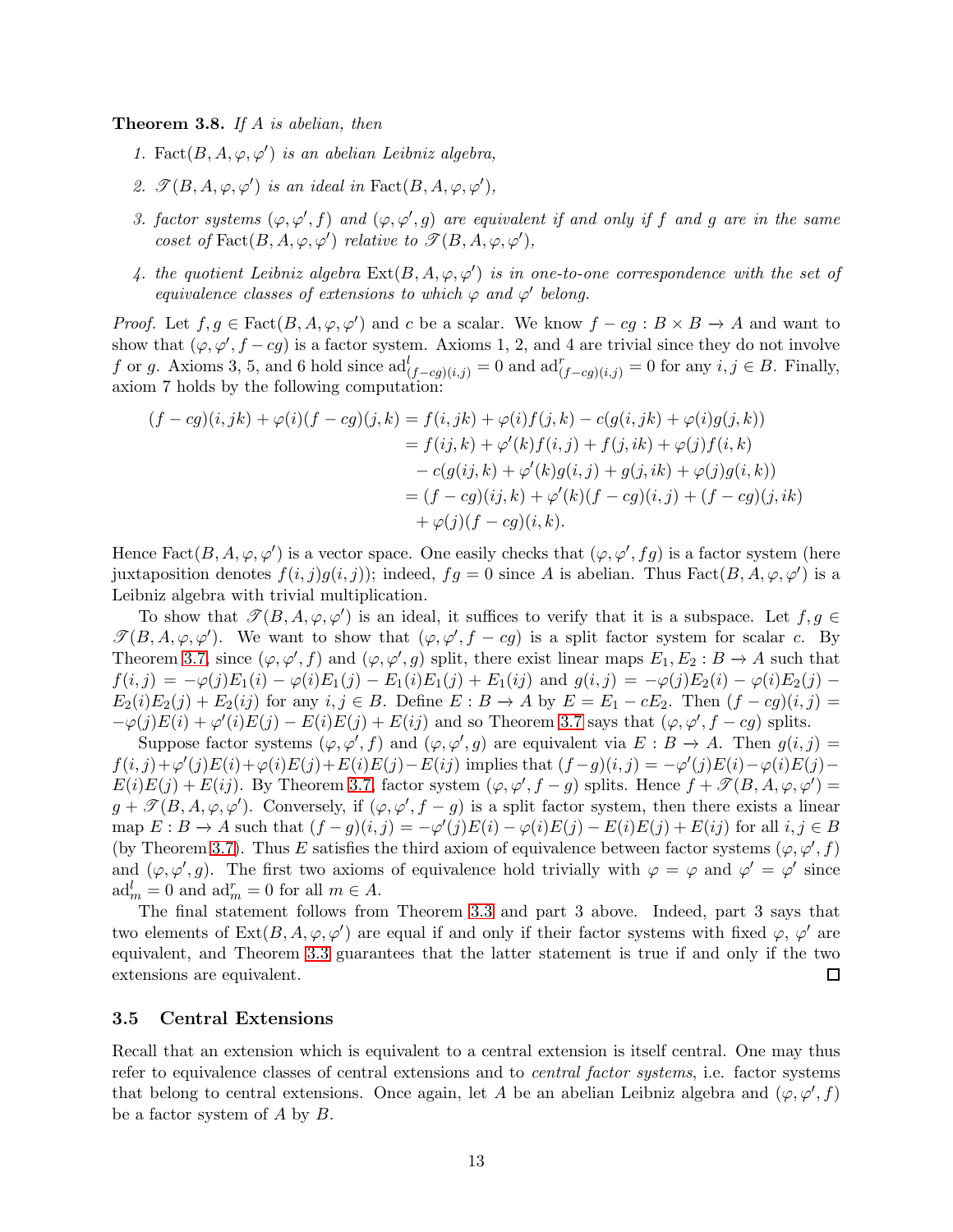**Theorem 3.8.** *If $A$ is abelian, then*

1. $\text{Fact}(B, A, \varphi, \varphi')$ *is an abelian Leibniz algebra,*
2. $\mathscr{T}(B, A, \varphi, \varphi')$ *is an ideal in* $\text{Fact}(B, A, \varphi, \varphi')$*,*
3. *factor systems* $(\varphi, \varphi', f)$ *and* $(\varphi, \varphi', g)$ *are equivalent if and only if* $f$ *and* $g$ *are in the same coset of* $\text{Fact}(B, A, \varphi, \varphi')$ *relative to* $\mathscr{T}(B, A, \varphi, \varphi')$*,*
4. *the quotient Leibniz algebra* $\text{Ext}(B, A, \varphi, \varphi')$ *is in one-to-one correspondence with the set of equivalence classes of extensions to which* $\varphi$ *and* $\varphi'$ *belong.*

*Proof.* Let $f, g \in \text{Fact}(B, A, \varphi, \varphi')$ and $c$ be a scalar. We know $f - cg : B \times B \to A$ and want to show that $(\varphi, \varphi', f - cg)$ is a factor system. Axioms 1, 2, and 4 are trivial since they do not involve $f$ or $g$. Axioms 3, 5, and 6 hold since $\text{ad}^l_{(f-cg)(i,j)} = 0$ and $\text{ad}^r_{(f-cg)(i,j)} = 0$ for any $i, j \in B$. Finally, axiom 7 holds by the following computation:

$$
\begin{aligned}
(f - cg)(i, jk) + \varphi(i)(f - cg)(j, k) &= f(i, jk) + \varphi(i)f(j, k) - c(g(i, jk) + \varphi(i)g(j, k)) \\
&= f(ij, k) + \varphi'(k)f(i, j) + f(j, ik) + \varphi(j)f(i, k) \\
&\quad - c(g(ij, k) + \varphi'(k)g(i, j) + g(j, ik) + \varphi(j)g(i, k)) \\
&= (f - cg)(ij, k) + \varphi'(k)(f - cg)(i, j) + (f - cg)(j, ik) \\
&\quad + \varphi(j)(f - cg)(i, k).
\end{aligned}
$$

Hence $\text{Fact}(B, A, \varphi, \varphi')$ is a vector space. One easily checks that $(\varphi, \varphi', fg)$ is a factor system (here juxtaposition denotes $f(i, j)g(i, j)$); indeed, $fg = 0$ since $A$ is abelian. Thus $\text{Fact}(B, A, \varphi, \varphi')$ is a Leibniz algebra with trivial multiplication.

To show that $\mathscr{T}(B, A, \varphi, \varphi')$ is an ideal, it suffices to verify that it is a subspace. Let $f, g \in \mathscr{T}(B, A, \varphi, \varphi')$. We want to show that $(\varphi, \varphi', f - cg)$ is a split factor system for scalar $c$. By Theorem 3.7, since $(\varphi, \varphi', f)$ and $(\varphi, \varphi', g)$ split, there exist linear maps $E_1, E_2 : B \to A$ such that $f(i, j) = -\varphi(j)E_1(i) - \varphi(i)E_1(j) - E_1(i)E_1(j) + E_1(ij)$ and $g(i, j) = -\varphi(j)E_2(i) - \varphi(i)E_2(j) - E_2(i)E_2(j) + E_2(ij)$ for any $i, j \in B$. Define $E : B \to A$ by $E = E_1 - cE_2$. Then $(f - cg)(i, j) = -\varphi(j)E(i) + \varphi'(i)E(j) - E(i)E(j) + E(ij)$ and so Theorem 3.7 says that $(\varphi, \varphi', f - cg)$ splits.

Suppose factor systems $(\varphi, \varphi', f)$ and $(\varphi, \varphi', g)$ are equivalent via $E : B \to A$. Then $g(i, j) = f(i, j) + \varphi'(j)E(i) + \varphi(i)E(j) + E(i)E(j) - E(ij)$ implies that $(f - g)(i, j) = -\varphi'(j)E(i) - \varphi(i)E(j) - E(i)E(j) + E(ij)$. By Theorem 3.7, factor system $(\varphi, \varphi', f - g)$ splits. Hence $f + \mathscr{T}(B, A, \varphi, \varphi') = g + \mathscr{T}(B, A, \varphi, \varphi')$. Conversely, if $(\varphi, \varphi', f - g)$ is a split factor system, then there exists a linear map $E : B \to A$ such that $(f - g)(i, j) = -\varphi'(j)E(i) - \varphi(i)E(j) - E(i)E(j) + E(ij)$ for all $i, j \in B$ (by Theorem 3.7). Thus $E$ satisfies the third axiom of equivalence between factor systems $(\varphi, \varphi', f)$ and $(\varphi, \varphi', g)$. The first two axioms of equivalence hold trivially with $\varphi = \varphi$ and $\varphi' = \varphi'$ since $\text{ad}^l_m = 0$ and $\text{ad}^r_m = 0$ for all $m \in A$.

The final statement follows from Theorem 3.3 and part 3 above. Indeed, part 3 says that two elements of $\text{Ext}(B, A, \varphi, \varphi')$ are equal if and only if their factor systems with fixed $\varphi$, $\varphi'$ are equivalent, and Theorem 3.3 guarantees that the latter statement is true if and only if the two extensions are equivalent. ◻

## 3.5 Central Extensions

Recall that an extension which is equivalent to a central extension is itself central. One may thus refer to equivalence classes of central extensions and to *central factor systems*, i.e. factor systems that belong to central extensions. Once again, let $A$ be an abelian Leibniz algebra and $(\varphi, \varphi', f)$ be a factor system of $A$ by $B$.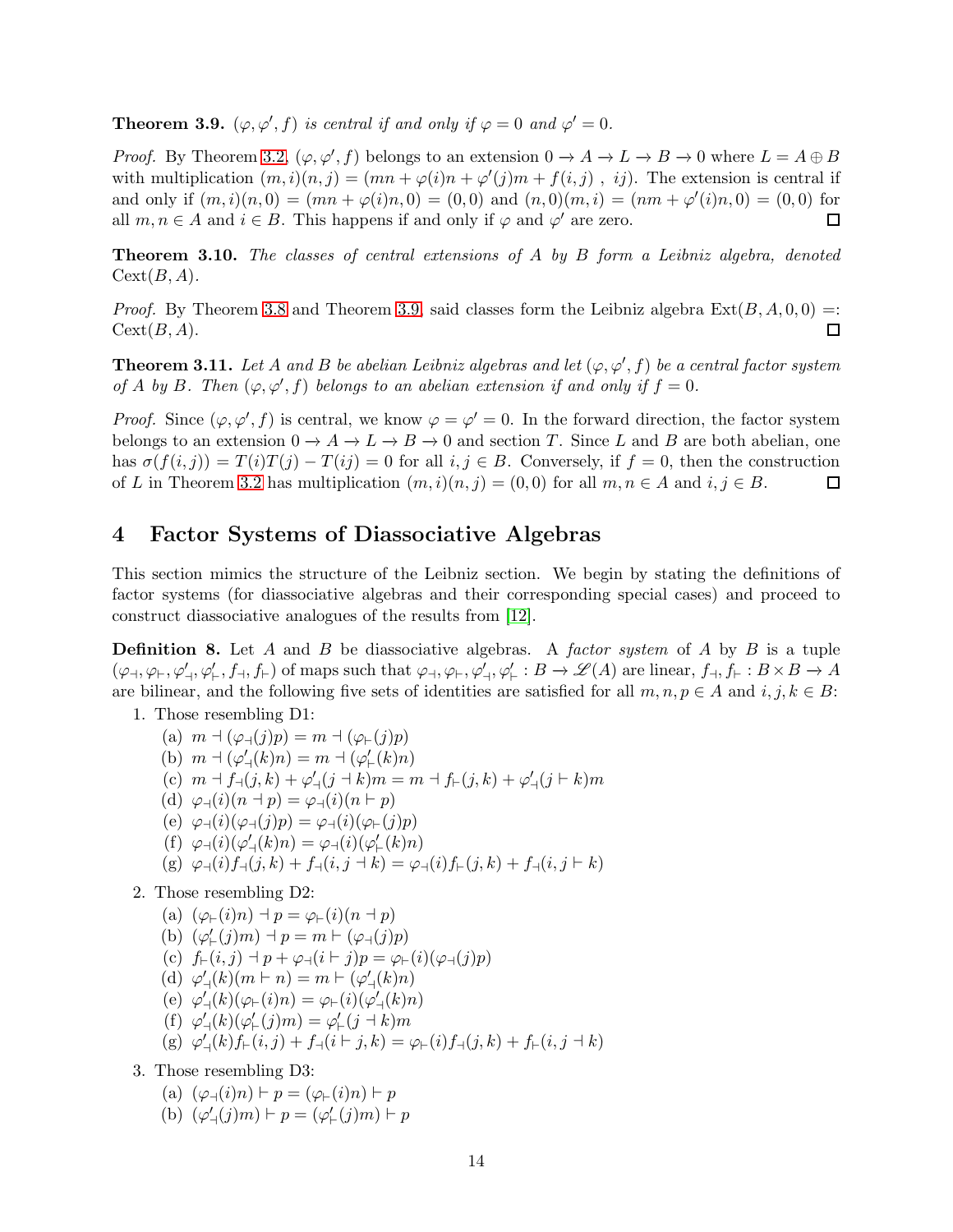**Theorem 3.9.** *$(\varphi, \varphi', f)$ is central if and only if $\varphi = 0$ and $\varphi' = 0$.*

*Proof.* By Theorem 3.2, $(\varphi, \varphi', f)$ belongs to an extension $0 \to A \to L \to B \to 0$ where $L = A \oplus B$ with multiplication $(m, i)(n, j) = (mn + \varphi(i)n + \varphi'(j)m + f(i, j)\ ,\ ij)$. The extension is central if and only if $(m, i)(n, 0) = (mn + \varphi(i)n, 0) = (0, 0)$ and $(n, 0)(m, i) = (nm + \varphi'(i)n, 0) = (0, 0)$ for all $m, n \in A$ and $i \in B$. This happens if and only if $\varphi$ and $\varphi'$ are zero. $\square$

**Theorem 3.10.** *The classes of central extensions of $A$ by $B$ form a Leibniz algebra, denoted $\mathrm{Cext}(B, A)$.*

*Proof.* By Theorem 3.8 and Theorem 3.9, said classes form the Leibniz algebra $\mathrm{Ext}(B, A, 0, 0) =: \mathrm{Cext}(B, A)$. $\square$

**Theorem 3.11.** *Let $A$ and $B$ be abelian Leibniz algebras and let $(\varphi, \varphi', f)$ be a central factor system of $A$ by $B$. Then $(\varphi, \varphi', f)$ belongs to an abelian extension if and only if $f = 0$.*

*Proof.* Since $(\varphi, \varphi', f)$ is central, we know $\varphi = \varphi' = 0$. In the forward direction, the factor system belongs to an extension $0 \to A \to L \to B \to 0$ and section $T$. Since $L$ and $B$ are both abelian, one has $\sigma(f(i, j)) = T(i)T(j) - T(ij) = 0$ for all $i, j \in B$. Conversely, if $f = 0$, then the construction of $L$ in Theorem 3.2 has multiplication $(m, i)(n, j) = (0, 0)$ for all $m, n \in A$ and $i, j \in B$. $\square$

## 4 Factor Systems of Diassociative Algebras

This section mimics the structure of the Leibniz section. We begin by stating the definitions of factor systems (for diassociative algebras and their corresponding special cases) and proceed to construct diassociative analogues of the results from [12].

**Definition 8.** Let $A$ and $B$ be diassociative algebras. A *factor system* of $A$ by $B$ is a tuple $(\varphi_\dashv, \varphi_\vdash, \varphi'_\dashv, \varphi'_\vdash, f_\dashv, f_\vdash)$ of maps such that $\varphi_\dashv, \varphi_\vdash, \varphi'_\dashv, \varphi'_\vdash : B \to \mathscr{L}(A)$ are linear, $f_\dashv, f_\vdash : B \times B \to A$ are bilinear, and the following five sets of identities are satisfied for all $m, n, p \in A$ and $i, j, k \in B$:

1. Those resembling D1:
   (a) $m \dashv (\varphi_\dashv(j)p) = m \dashv (\varphi_\vdash(j)p)$
   (b) $m \dashv (\varphi'_\dashv(k)n) = m \dashv (\varphi'_\vdash(k)n)$
   (c) $m \dashv f_\dashv(j, k) + \varphi'_\dashv(j \dashv k)m = m \dashv f_\vdash(j, k) + \varphi'_\dashv(j \vdash k)m$
   (d) $\varphi_\dashv(i)(n \dashv p) = \varphi_\dashv(i)(n \vdash p)$
   (e) $\varphi_\dashv(i)(\varphi_\dashv(j)p) = \varphi_\dashv(i)(\varphi_\vdash(j)p)$
   (f) $\varphi_\dashv(i)(\varphi'_\dashv(k)n) = \varphi_\dashv(i)(\varphi'_\vdash(k)n)$
   (g) $\varphi_\dashv(i)f_\dashv(j, k) + f_\dashv(i, j \dashv k) = \varphi_\dashv(i)f_\vdash(j, k) + f_\dashv(i, j \vdash k)$

2. Those resembling D2:
   (a) $(\varphi_\vdash(i)n) \dashv p = \varphi_\vdash(i)(n \dashv p)$
   (b) $(\varphi'_\vdash(j)m) \dashv p = m \vdash (\varphi_\dashv(j)p)$
   (c) $f_\vdash(i, j) \dashv p + \varphi_\dashv(i \vdash j)p = \varphi_\vdash(i)(\varphi_\dashv(j)p)$
   (d) $\varphi'_\dashv(k)(m \vdash n) = m \vdash (\varphi'_\dashv(k)n)$
   (e) $\varphi'_\dashv(k)(\varphi_\vdash(i)n) = \varphi_\vdash(i)(\varphi'_\dashv(k)n)$
   (f) $\varphi'_\dashv(k)(\varphi'_\vdash(j)m) = \varphi'_\vdash(j \dashv k)m$
   (g) $\varphi'_\dashv(k)f_\vdash(i, j) + f_\dashv(i \vdash j, k) = \varphi_\vdash(i)f_\dashv(j, k) + f_\vdash(i, j \dashv k)$

3. Those resembling D3:
   (a) $(\varphi_\dashv(i)n) \vdash p = (\varphi_\vdash(i)n) \vdash p$
   (b) $(\varphi'_\dashv(j)m) \vdash p = (\varphi'_\vdash(j)m) \vdash p$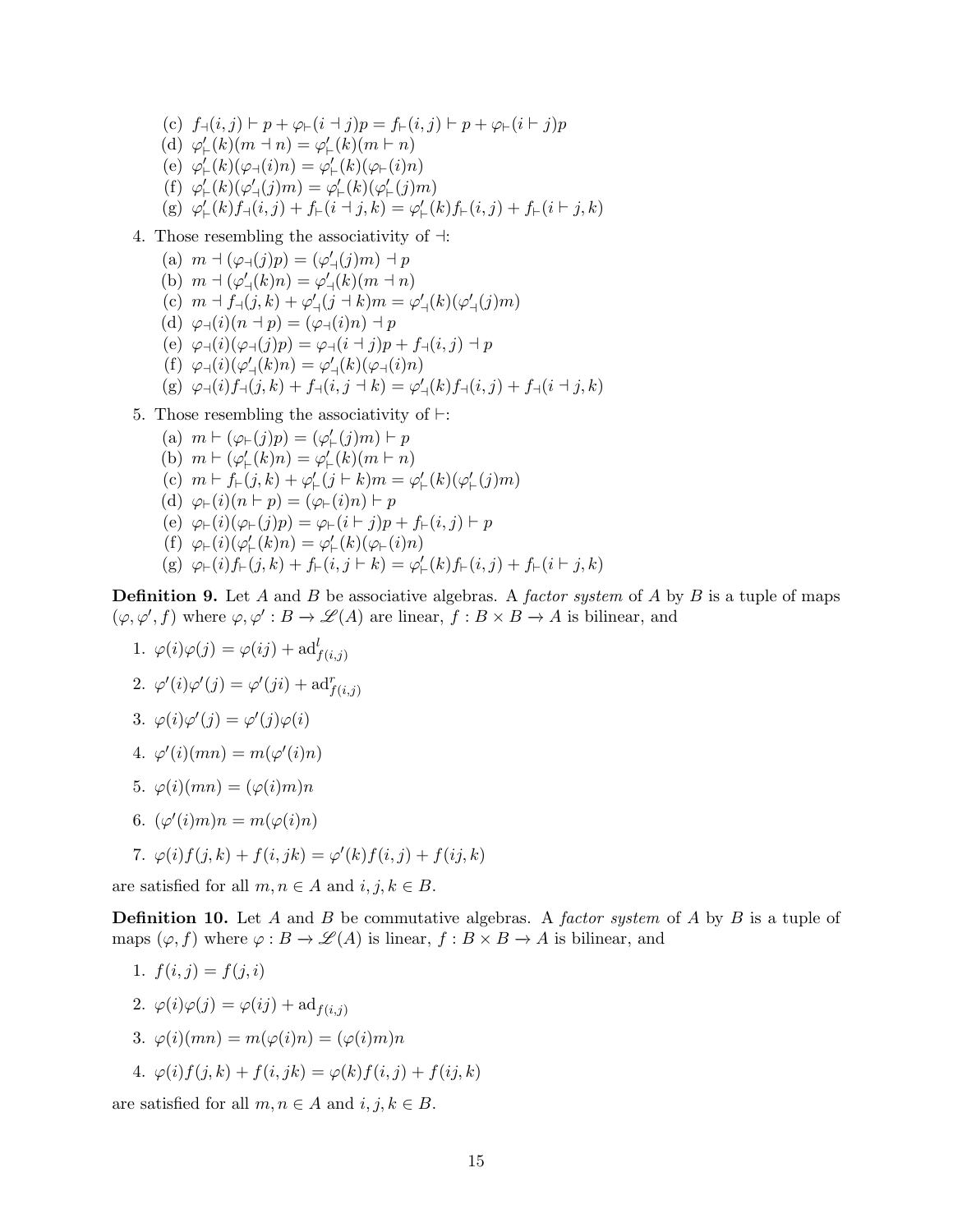(c) $f_\dashv(i,j) \vdash p + \varphi_\vdash(i \dashv j)p = f_\vdash(i,j) \vdash p + \varphi_\vdash(i \vdash j)p$

(d) $\varphi'_\vdash(k)(m \dashv n) = \varphi'_\vdash(k)(m \vdash n)$

(e) $\varphi'_\vdash(k)(\varphi_\dashv(i)n) = \varphi'_\vdash(k)(\varphi_\vdash(i)n)$

(f) $\varphi'_\vdash(k)(\varphi'_\dashv(j)m) = \varphi'_\vdash(k)(\varphi'_\vdash(j)m)$

(g) $\varphi'_\vdash(k)f_\dashv(i,j) + f_\vdash(i \dashv j, k) = \varphi'_\vdash(k)f_\vdash(i,j) + f_\vdash(i \vdash j, k)$

4. Those resembling the associativity of $\dashv$:

   (a) $m \dashv (\varphi_\dashv(j)p) = (\varphi'_\dashv(j)m) \dashv p$

   (b) $m \dashv (\varphi'_\dashv(k)n) = \varphi'_\dashv(k)(m \dashv n)$

   (c) $m \dashv f_\dashv(j,k) + \varphi'_\dashv(j \dashv k)m = \varphi'_\dashv(k)(\varphi'_\dashv(j)m)$

   (d) $\varphi_\dashv(i)(n \dashv p) = (\varphi_\dashv(i)n) \dashv p$

   (e) $\varphi_\dashv(i)(\varphi_\dashv(j)p) = \varphi_\dashv(i \dashv j)p + f_\dashv(i,j) \dashv p$

   (f) $\varphi_\dashv(i)(\varphi'_\dashv(k)n) = \varphi'_\dashv(k)(\varphi_\dashv(i)n)$

   (g) $\varphi_\dashv(i)f_\dashv(j,k) + f_\dashv(i, j \dashv k) = \varphi'_\dashv(k)f_\dashv(i,j) + f_\dashv(i \dashv j, k)$

5. Those resembling the associativity of $\vdash$:

   (a) $m \vdash (\varphi_\vdash(j)p) = (\varphi'_\vdash(j)m) \vdash p$

   (b) $m \vdash (\varphi'_\vdash(k)n) = \varphi'_\vdash(k)(m \vdash n)$

   (c) $m \vdash f_\vdash(j,k) + \varphi'_\vdash(j \vdash k)m = \varphi'_\vdash(k)(\varphi'_\vdash(j)m)$

   (d) $\varphi_\vdash(i)(n \vdash p) = (\varphi_\vdash(i)n) \vdash p$

   (e) $\varphi_\vdash(i)(\varphi_\vdash(j)p) = \varphi_\vdash(i \vdash j)p + f_\vdash(i,j) \vdash p$

   (f) $\varphi_\vdash(i)(\varphi'_\vdash(k)n) = \varphi'_\vdash(k)(\varphi_\vdash(i)n)$

   (g) $\varphi_\vdash(i)f_\vdash(j,k) + f_\vdash(i, j \vdash k) = \varphi'_\vdash(k)f_\vdash(i,j) + f_\vdash(i \vdash j, k)$

**Definition 9.** Let $A$ and $B$ be associative algebras. A *factor system* of $A$ by $B$ is a tuple of maps $(\varphi, \varphi', f)$ where $\varphi, \varphi' : B \to \mathscr{L}(A)$ are linear, $f : B \times B \to A$ is bilinear, and

1. $\varphi(i)\varphi(j) = \varphi(ij) + \mathrm{ad}^l_{f(i,j)}$
2. $\varphi'(i)\varphi'(j) = \varphi'(ji) + \mathrm{ad}^r_{f(i,j)}$
3. $\varphi(i)\varphi'(j) = \varphi'(j)\varphi(i)$
4. $\varphi'(i)(mn) = m(\varphi'(i)n)$
5. $\varphi(i)(mn) = (\varphi(i)m)n$
6. $(\varphi'(i)m)n = m(\varphi(i)n)$
7. $\varphi(i)f(j,k) + f(i,jk) = \varphi'(k)f(i,j) + f(ij,k)$

are satisfied for all $m, n \in A$ and $i, j, k \in B$.

**Definition 10.** Let $A$ and $B$ be commutative algebras. A *factor system* of $A$ by $B$ is a tuple of maps $(\varphi, f)$ where $\varphi : B \to \mathscr{L}(A)$ is linear, $f : B \times B \to A$ is bilinear, and

1. $f(i,j) = f(j,i)$
2. $\varphi(i)\varphi(j) = \varphi(ij) + \mathrm{ad}_{f(i,j)}$
3. $\varphi(i)(mn) = m(\varphi(i)n) = (\varphi(i)m)n$
4. $\varphi(i)f(j,k) + f(i,jk) = \varphi(k)f(i,j) + f(ij,k)$

are satisfied for all $m, n \in A$ and $i, j, k \in B$.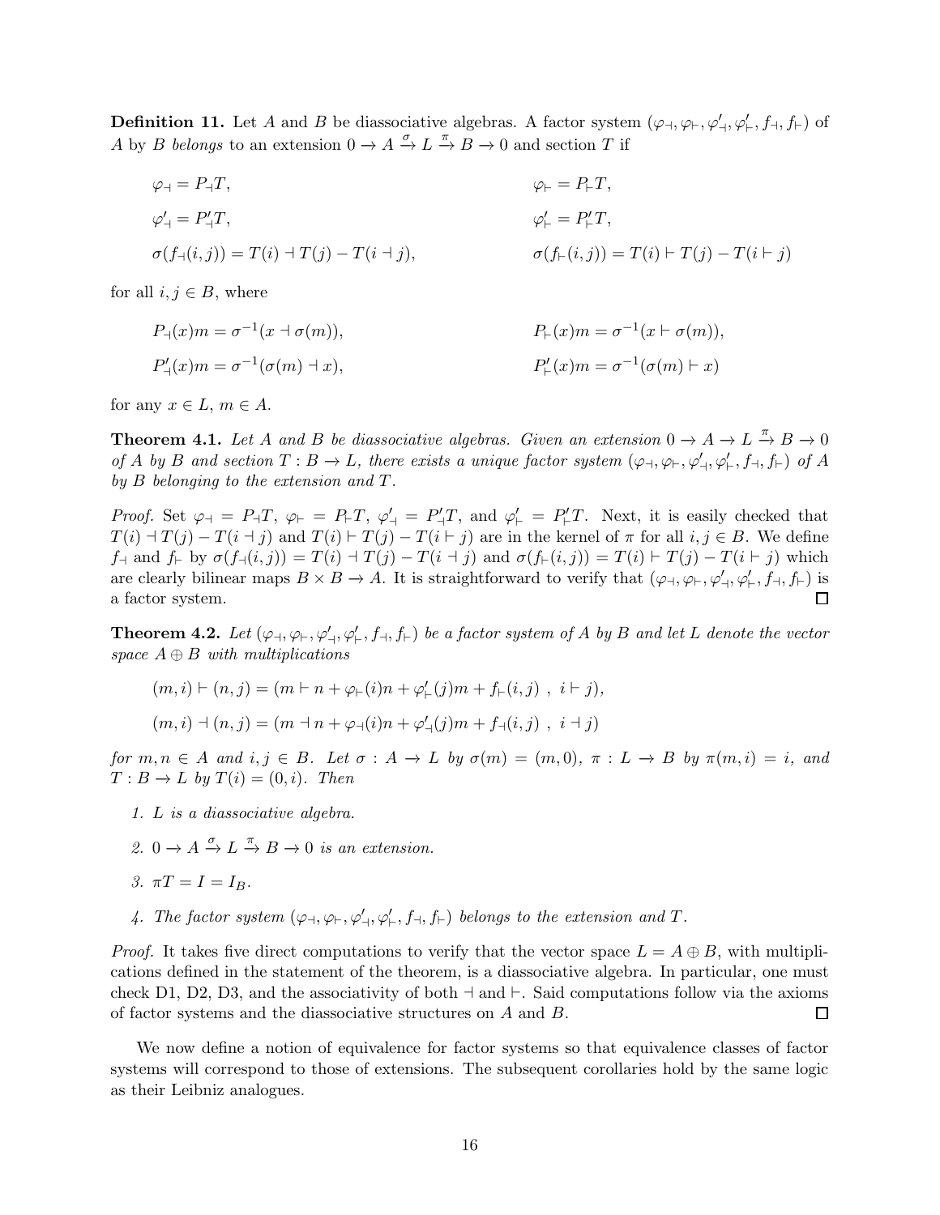**Definition 11.** Let $A$ and $B$ be diassociative algebras. A factor system $(\varphi_\dashv, \varphi_\vdash, \varphi'_\dashv, \varphi'_\vdash, f_\dashv, f_\vdash)$ of $A$ by $B$ *belongs* to an extension $0 \to A \xrightarrow{\sigma} L \xrightarrow{\pi} B \to 0$ and section $T$ if

$$\varphi_\dashv = P_\dashv T, \qquad \varphi_\vdash = P_\vdash T,$$

$$\varphi'_\dashv = P'_\dashv T, \qquad \varphi'_\vdash = P'_\vdash T,$$

$$\sigma(f_\dashv(i,j)) = T(i) \dashv T(j) - T(i \dashv j), \qquad \sigma(f_\vdash(i,j)) = T(i) \vdash T(j) - T(i \vdash j),$$

for all $i, j \in B$, where

$$P_\dashv(x)m = \sigma^{-1}(x \dashv \sigma(m)), \qquad P_\vdash(x)m = \sigma^{-1}(x \vdash \sigma(m)),$$

$$P'_\dashv(x)m = \sigma^{-1}(\sigma(m) \dashv x), \qquad P'_\vdash(x)m = \sigma^{-1}(\sigma(m) \vdash x)$$

for any $x \in L$, $m \in A$.

**Theorem 4.1.** *Let $A$ and $B$ be diassociative algebras. Given an extension $0 \to A \to L \xrightarrow{\pi} B \to 0$ of $A$ by $B$ and section $T : B \to L$, there exists a unique factor system $(\varphi_\dashv, \varphi_\vdash, \varphi'_\dashv, \varphi'_\vdash, f_\dashv, f_\vdash)$ of $A$ by $B$ belonging to the extension and $T$.*

*Proof.* Set $\varphi_\dashv = P_\dashv T$, $\varphi_\vdash = P_\vdash T$, $\varphi'_\dashv = P'_\dashv T$, and $\varphi'_\vdash = P'_\vdash T$. Next, it is easily checked that $T(i) \dashv T(j) - T(i \dashv j)$ and $T(i) \vdash T(j) - T(i \vdash j)$ are in the kernel of $\pi$ for all $i, j \in B$. We define $f_\dashv$ and $f_\vdash$ by $\sigma(f_\dashv(i,j)) = T(i) \dashv T(j) - T(i \dashv j)$ and $\sigma(f_\vdash(i,j)) = T(i) \vdash T(j) - T(i \vdash j)$ which are clearly bilinear maps $B \times B \to A$. It is straightforward to verify that $(\varphi_\dashv, \varphi_\vdash, \varphi'_\dashv, \varphi'_\vdash, f_\dashv, f_\vdash)$ is a factor system. $\square$

**Theorem 4.2.** *Let $(\varphi_\dashv, \varphi_\vdash, \varphi'_\dashv, \varphi'_\vdash, f_\dashv, f_\vdash)$ be a factor system of $A$ by $B$ and let $L$ denote the vector space $A \oplus B$ with multiplications*

$$(m, i) \vdash (n, j) = (m \vdash n + \varphi_\vdash(i)n + \varphi'_\vdash(j)m + f_\vdash(i,j)\ ,\ i \vdash j),$$

$$(m, i) \dashv (n, j) = (m \dashv n + \varphi_\dashv(i)n + \varphi'_\dashv(j)m + f_\dashv(i,j)\ ,\ i \dashv j)$$

*for $m, n \in A$ and $i, j \in B$. Let $\sigma : A \to L$ by $\sigma(m) = (m, 0)$, $\pi : L \to B$ by $\pi(m, i) = i$, and $T : B \to L$ by $T(i) = (0, i)$. Then*

1. *$L$ is a diassociative algebra.*
2. *$0 \to A \xrightarrow{\sigma} L \xrightarrow{\pi} B \to 0$ is an extension.*
3. *$\pi T = I = I_B$.*
4. *The factor system $(\varphi_\dashv, \varphi_\vdash, \varphi'_\dashv, \varphi'_\vdash, f_\dashv, f_\vdash)$ belongs to the extension and $T$.*

*Proof.* It takes five direct computations to verify that the vector space $L = A \oplus B$, with multiplications defined in the statement of the theorem, is a diassociative algebra. In particular, one must check D1, D2, D3, and the associativity of both $\dashv$ and $\vdash$. Said computations follow via the axioms of factor systems and the diassociative structures on $A$ and $B$. $\square$

We now define a notion of equivalence for factor systems so that equivalence classes of factor systems will correspond to those of extensions. The subsequent corollaries hold by the same logic as their Leibniz analogues.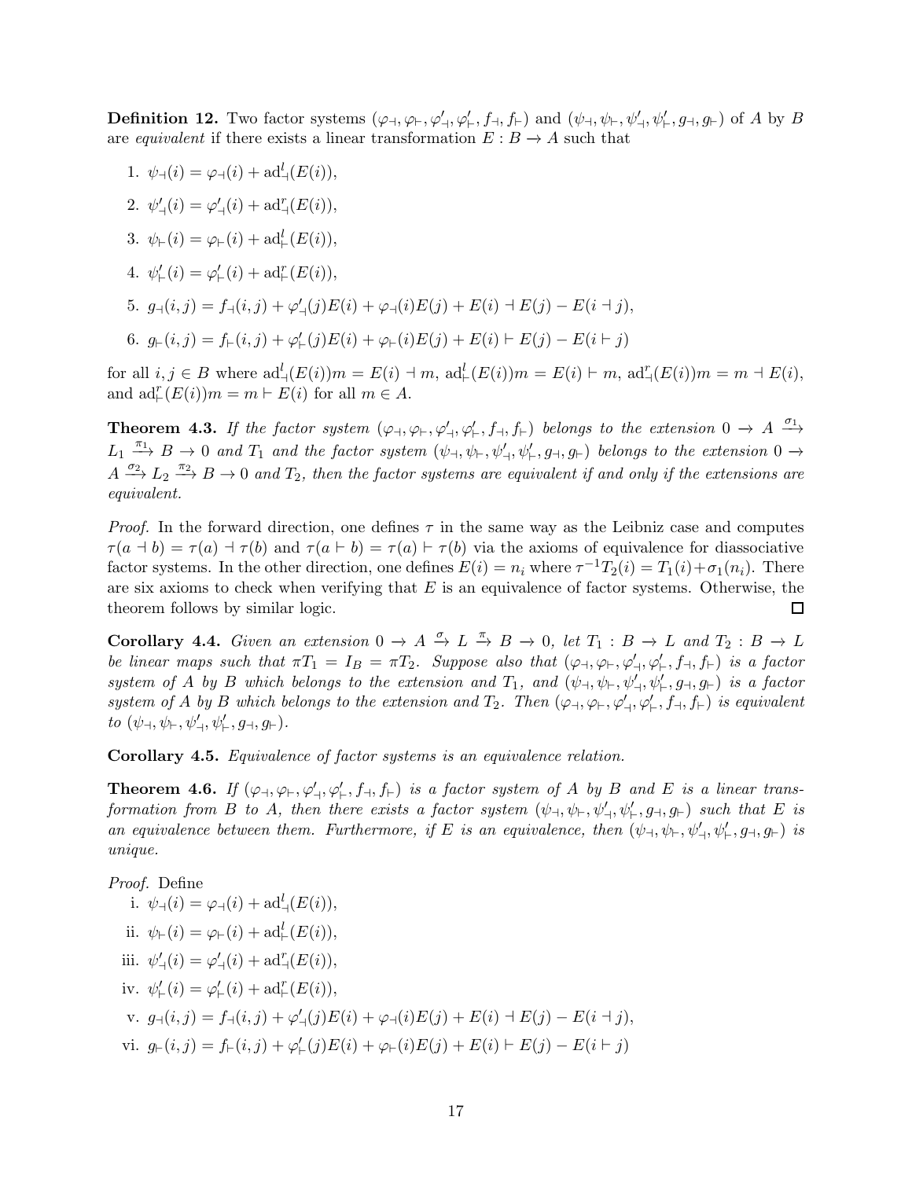**Definition 12.** Two factor systems $(\varphi_{\dashv}, \varphi_{\vdash}, \varphi'_{\dashv}, \varphi'_{\vdash}, f_{\dashv}, f_{\vdash})$ and $(\psi_{\dashv}, \psi_{\vdash}, \psi'_{\dashv}, \psi'_{\vdash}, g_{\dashv}, g_{\vdash})$ of $A$ by $B$ are *equivalent* if there exists a linear transformation $E : B \to A$ such that

1. $\psi_{\dashv}(i) = \varphi_{\dashv}(i) + \mathrm{ad}^l_{\dashv}(E(i))$,
2. $\psi'_{\dashv}(i) = \varphi'_{\dashv}(i) + \mathrm{ad}^r_{\dashv}(E(i))$,
3. $\psi_{\vdash}(i) = \varphi_{\vdash}(i) + \mathrm{ad}^l_{\vdash}(E(i))$,
4. $\psi'_{\vdash}(i) = \varphi'_{\vdash}(i) + \mathrm{ad}^r_{\vdash}(E(i))$,
5. $g_{\dashv}(i,j) = f_{\dashv}(i,j) + \varphi'_{\dashv}(j)E(i) + \varphi_{\dashv}(i)E(j) + E(i) \dashv E(j) - E(i \dashv j)$,
6. $g_{\vdash}(i,j) = f_{\vdash}(i,j) + \varphi'_{\vdash}(j)E(i) + \varphi_{\vdash}(i)E(j) + E(i) \vdash E(j) - E(i \vdash j)$

for all $i, j \in B$ where $\mathrm{ad}^l_{\dashv}(E(i))m = E(i) \dashv m$, $\mathrm{ad}^l_{\vdash}(E(i))m = E(i) \vdash m$, $\mathrm{ad}^r_{\dashv}(E(i))m = m \dashv E(i)$, and $\mathrm{ad}^r_{\vdash}(E(i))m = m \vdash E(i)$ for all $m \in A$.

**Theorem 4.3.** *If the factor system $(\varphi_{\dashv}, \varphi_{\vdash}, \varphi'_{\dashv}, \varphi'_{\vdash}, f_{\dashv}, f_{\vdash})$ belongs to the extension $0 \to A \xrightarrow{\sigma_1} L_1 \xrightarrow{\pi_1} B \to 0$ and $T_1$ and the factor system $(\psi_{\dashv}, \psi_{\vdash}, \psi'_{\dashv}, \psi'_{\vdash}, g_{\dashv}, g_{\vdash})$ belongs to the extension $0 \to A \xrightarrow{\sigma_2} L_2 \xrightarrow{\pi_2} B \to 0$ and $T_2$, then the factor systems are equivalent if and only if the extensions are equivalent.*

*Proof.* In the forward direction, one defines $\tau$ in the same way as the Leibniz case and computes $\tau(a \dashv b) = \tau(a) \dashv \tau(b)$ and $\tau(a \vdash b) = \tau(a) \vdash \tau(b)$ via the axioms of equivalence for diassociative factor systems. In the other direction, one defines $E(i) = n_i$ where $\tau^{-1}T_2(i) = T_1(i) + \sigma_1(n_i)$. There are six axioms to check when verifying that $E$ is an equivalence of factor systems. Otherwise, the theorem follows by similar logic. $\square$

**Corollary 4.4.** *Given an extension $0 \to A \xrightarrow{\sigma} L \xrightarrow{\pi} B \to 0$, let $T_1 : B \to L$ and $T_2 : B \to L$ be linear maps such that $\pi T_1 = I_B = \pi T_2$. Suppose also that $(\varphi_{\dashv}, \varphi_{\vdash}, \varphi'_{\dashv}, \varphi'_{\vdash}, f_{\dashv}, f_{\vdash})$ is a factor system of $A$ by $B$ which belongs to the extension and $T_1$, and $(\psi_{\dashv}, \psi_{\vdash}, \psi'_{\dashv}, \psi'_{\vdash}, g_{\dashv}, g_{\vdash})$ is a factor system of $A$ by $B$ which belongs to the extension and $T_2$. Then $(\varphi_{\dashv}, \varphi_{\vdash}, \varphi'_{\dashv}, \varphi'_{\vdash}, f_{\dashv}, f_{\vdash})$ is equivalent to $(\psi_{\dashv}, \psi_{\vdash}, \psi'_{\dashv}, \psi'_{\vdash}, g_{\dashv}, g_{\vdash})$.*

**Corollary 4.5.** *Equivalence of factor systems is an equivalence relation.*

**Theorem 4.6.** *If $(\varphi_{\dashv}, \varphi_{\vdash}, \varphi'_{\dashv}, \varphi'_{\vdash}, f_{\dashv}, f_{\vdash})$ is a factor system of $A$ by $B$ and $E$ is a linear transformation from $B$ to $A$, then there exists a factor system $(\psi_{\dashv}, \psi_{\vdash}, \psi'_{\dashv}, \psi'_{\vdash}, g_{\dashv}, g_{\vdash})$ such that $E$ is an equivalence between them. Furthermore, if $E$ is an equivalence, then $(\psi_{\dashv}, \psi_{\vdash}, \psi'_{\dashv}, \psi'_{\vdash}, g_{\dashv}, g_{\vdash})$ is unique.*

*Proof.* Define

i. $\psi_{\dashv}(i) = \varphi_{\dashv}(i) + \mathrm{ad}^l_{\dashv}(E(i))$,

ii. $\psi_{\vdash}(i) = \varphi_{\vdash}(i) + \mathrm{ad}^l_{\vdash}(E(i))$,

iii. $\psi'_{\dashv}(i) = \varphi'_{\dashv}(i) + \mathrm{ad}^r_{\dashv}(E(i))$,

iv. $\psi'_{\vdash}(i) = \varphi'_{\vdash}(i) + \mathrm{ad}^r_{\vdash}(E(i))$,

v. $g_{\dashv}(i,j) = f_{\dashv}(i,j) + \varphi'_{\dashv}(j)E(i) + \varphi_{\dashv}(i)E(j) + E(i) \dashv E(j) - E(i \dashv j)$,

vi. $g_{\vdash}(i,j) = f_{\vdash}(i,j) + \varphi'_{\vdash}(j)E(i) + \varphi_{\vdash}(i)E(j) + E(i) \vdash E(j) - E(i \vdash j)$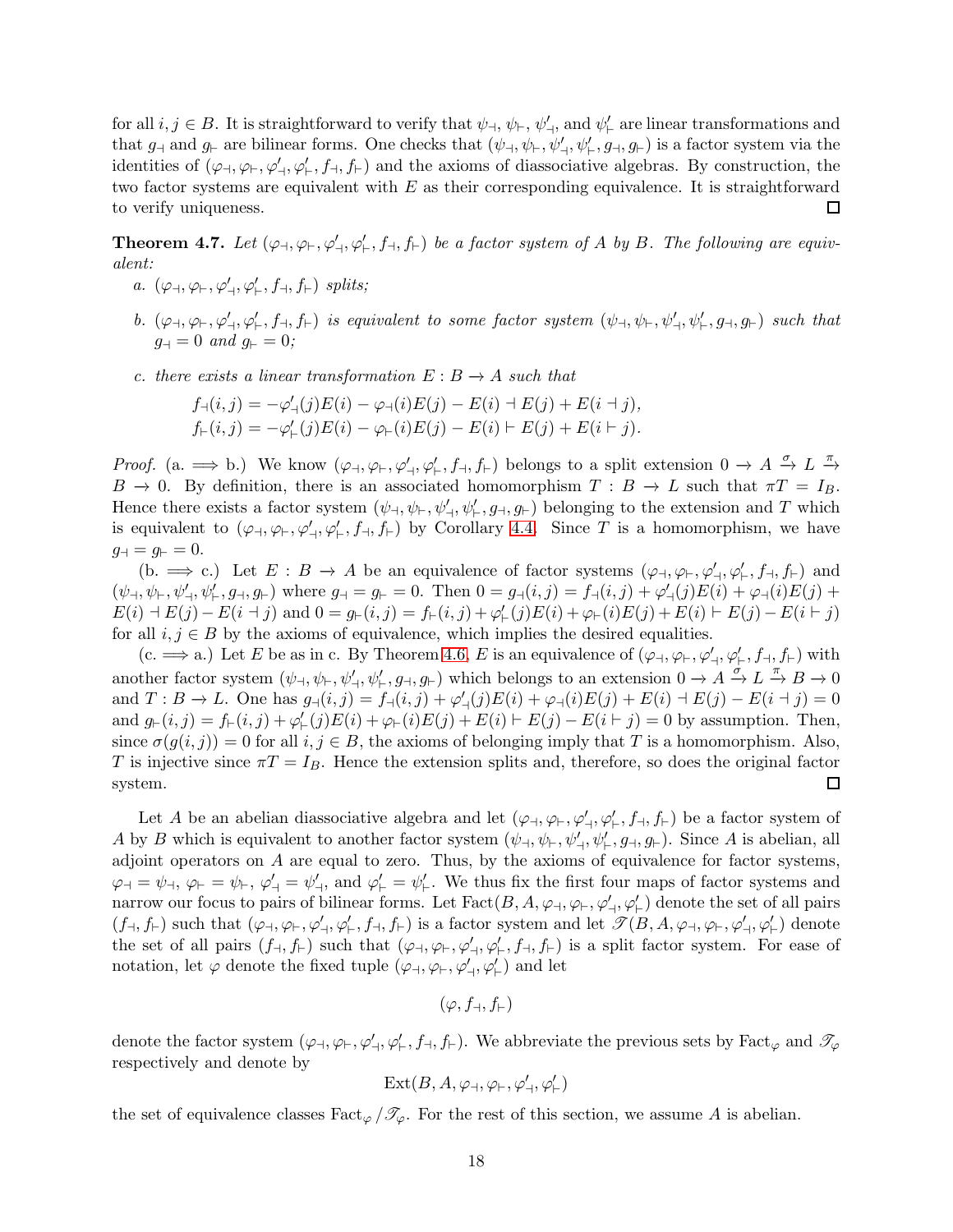for all $i, j \in B$. It is straightforward to verify that $\psi_\dashv$, $\psi_\vdash$, $\psi'_\dashv$, and $\psi'_\vdash$ are linear transformations and that $g_\dashv$ and $g_\vdash$ are bilinear forms. One checks that $(\psi_\dashv, \psi_\vdash, \psi'_\dashv, \psi'_\vdash, g_\dashv, g_\vdash)$ is a factor system via the identities of $(\varphi_\dashv, \varphi_\vdash, \varphi'_\dashv, \varphi'_\vdash, f_\dashv, f_\vdash)$ and the axioms of diassociative algebras. By construction, the two factor systems are equivalent with $E$ as their corresponding equivalence. It is straightforward to verify uniqueness. □

**Theorem 4.7.** *Let $(\varphi_\dashv, \varphi_\vdash, \varphi'_\dashv, \varphi'_\vdash, f_\dashv, f_\vdash)$ be a factor system of $A$ by $B$. The following are equivalent:*

*a. $(\varphi_\dashv, \varphi_\vdash, \varphi'_\dashv, \varphi'_\vdash, f_\dashv, f_\vdash)$ splits;*

*b. $(\varphi_\dashv, \varphi_\vdash, \varphi'_\dashv, \varphi'_\vdash, f_\dashv, f_\vdash)$ is equivalent to some factor system $(\psi_\dashv, \psi_\vdash, \psi'_\dashv, \psi'_\vdash, g_\dashv, g_\vdash)$ such that $g_\dashv = 0$ and $g_\vdash = 0$;*

*c. there exists a linear transformation $E : B \to A$ such that*

$$f_\dashv(i, j) = -\varphi'_\dashv(j)E(i) - \varphi_\dashv(i)E(j) - E(i) \dashv E(j) + E(i \dashv j),$$
$$f_\vdash(i, j) = -\varphi'_\vdash(j)E(i) - \varphi_\vdash(i)E(j) - E(i) \vdash E(j) + E(i \vdash j).$$

*Proof.* (a. $\implies$ b.) We know $(\varphi_\dashv, \varphi_\vdash, \varphi'_\dashv, \varphi'_\vdash, f_\dashv, f_\vdash)$ belongs to a split extension $0 \to A \xrightarrow{\sigma} L \xrightarrow{\pi} B \to 0$. By definition, there is an associated homomorphism $T : B \to L$ such that $\pi T = I_B$. Hence there exists a factor system $(\psi_\dashv, \psi_\vdash, \psi'_\dashv, \psi'_\vdash, g_\dashv, g_\vdash)$ belonging to the extension and $T$ which is equivalent to $(\varphi_\dashv, \varphi_\vdash, \varphi'_\dashv, \varphi'_\vdash, f_\dashv, f_\vdash)$ by Corollary 4.4. Since $T$ is a homomorphism, we have $g_\dashv = g_\vdash = 0$.

(b. $\implies$ c.) Let $E : B \to A$ be an equivalence of factor systems $(\varphi_\dashv, \varphi_\vdash, \varphi'_\dashv, \varphi'_\vdash, f_\dashv, f_\vdash)$ and $(\psi_\dashv, \psi_\vdash, \psi'_\dashv, \psi'_\vdash, g_\dashv, g_\vdash)$ where $g_\dashv = g_\vdash = 0$. Then $0 = g_\dashv(i, j) = f_\dashv(i, j) + \varphi'_\dashv(j)E(i) + \varphi_\dashv(i)E(j) + E(i) \dashv E(j) - E(i \dashv j)$ and $0 = g_\vdash(i, j) = f_\vdash(i, j) + \varphi'_\vdash(j)E(i) + \varphi_\vdash(i)E(j) + E(i) \vdash E(j) - E(i \vdash j)$ for all $i, j \in B$ by the axioms of equivalence, which implies the desired equalities.

(c. $\implies$ a.) Let $E$ be as in c. By Theorem 4.6, $E$ is an equivalence of $(\varphi_\dashv, \varphi_\vdash, \varphi'_\dashv, \varphi'_\vdash, f_\dashv, f_\vdash)$ with another factor system $(\psi_\dashv, \psi_\vdash, \psi'_\dashv, \psi'_\vdash, g_\dashv, g_\vdash)$ which belongs to an extension $0 \to A \xrightarrow{\sigma} L \xrightarrow{\pi} B \to 0$ and $T : B \to L$. One has $g_\dashv(i, j) = f_\dashv(i, j) + \varphi'_\dashv(j)E(i) + \varphi_\dashv(i)E(j) + E(i) \dashv E(j) - E(i \dashv j) = 0$ and $g_\vdash(i, j) = f_\vdash(i, j) + \varphi'_\vdash(j)E(i) + \varphi_\vdash(i)E(j) + E(i) \vdash E(j) - E(i \vdash j) = 0$ by assumption. Then, since $\sigma(g(i, j)) = 0$ for all $i, j \in B$, the axioms of belonging imply that $T$ is a homomorphism. Also, $T$ is injective since $\pi T = I_B$. Hence the extension splits and, therefore, so does the original factor system. □

Let $A$ be an abelian diassociative algebra and let $(\varphi_\dashv, \varphi_\vdash, \varphi'_\dashv, \varphi'_\vdash, f_\dashv, f_\vdash)$ be a factor system of $A$ by $B$ which is equivalent to another factor system $(\psi_\dashv, \psi_\vdash, \psi'_\dashv, \psi'_\vdash, g_\dashv, g_\vdash)$. Since $A$ is abelian, all adjoint operators on $A$ are equal to zero. Thus, by the axioms of equivalence for factor systems, $\varphi_\dashv = \psi_\dashv$, $\varphi_\vdash = \psi_\vdash$, $\varphi'_\dashv = \psi'_\dashv$, and $\varphi'_\vdash = \psi'_\vdash$. We thus fix the first four maps of factor systems and narrow our focus to pairs of bilinear forms. Let $\text{Fact}(B, A, \varphi_\dashv, \varphi_\vdash, \varphi'_\dashv, \varphi'_\vdash)$ denote the set of all pairs $(f_\dashv, f_\vdash)$ such that $(\varphi_\dashv, \varphi_\vdash, \varphi'_\dashv, \varphi'_\vdash, f_\dashv, f_\vdash)$ is a factor system and let $\mathscr{T}(B, A, \varphi_\dashv, \varphi_\vdash, \varphi'_\dashv, \varphi'_\vdash)$ denote the set of all pairs $(f_\dashv, f_\vdash)$ such that $(\varphi_\dashv, \varphi_\vdash, \varphi'_\dashv, \varphi'_\vdash, f_\dashv, f_\vdash)$ is a split factor system. For ease of notation, let $\varphi$ denote the fixed tuple $(\varphi_\dashv, \varphi_\vdash, \varphi'_\dashv, \varphi'_\vdash)$ and let

$$(\varphi, f_\dashv, f_\vdash)$$

denote the factor system $(\varphi_\dashv, \varphi_\vdash, \varphi'_\dashv, \varphi'_\vdash, f_\dashv, f_\vdash)$. We abbreviate the previous sets by $\text{Fact}_\varphi$ and $\mathscr{T}_\varphi$ respectively and denote by

$$\text{Ext}(B, A, \varphi_\dashv, \varphi_\vdash, \varphi'_\dashv, \varphi'_\vdash)$$

the set of equivalence classes $\text{Fact}_\varphi / \mathscr{T}_\varphi$. For the rest of this section, we assume $A$ is abelian.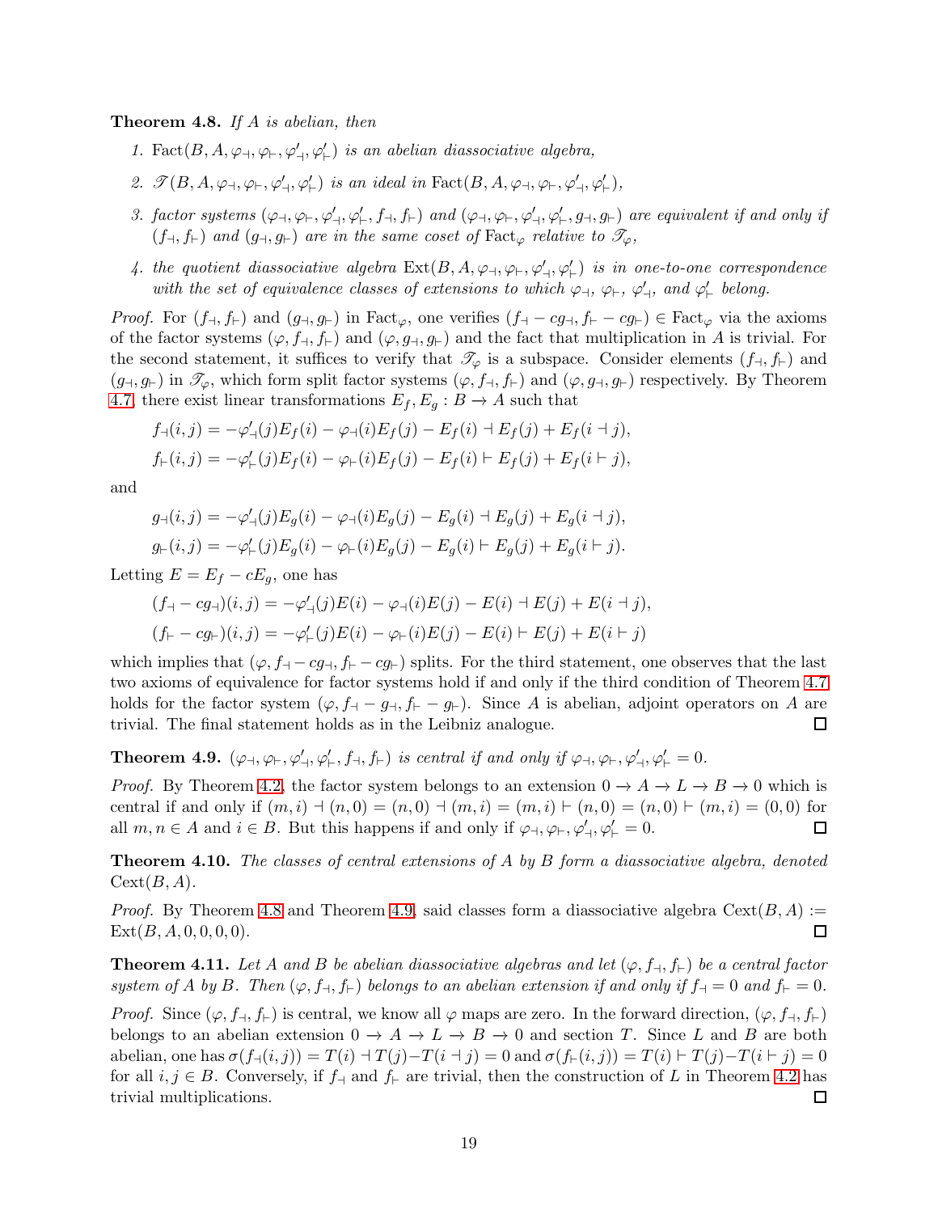**Theorem 4.8.** *If $A$ is abelian, then*

1. *$\mathrm{Fact}(B, A, \varphi_\dashv, \varphi_\vdash, \varphi'_\dashv, \varphi'_\vdash)$ is an abelian diassociative algebra,*
2. *$\mathscr{T}(B, A, \varphi_\dashv, \varphi_\vdash, \varphi'_\dashv, \varphi'_\vdash)$ is an ideal in $\mathrm{Fact}(B, A, \varphi_\dashv, \varphi_\vdash, \varphi'_\dashv, \varphi'_\vdash)$,*
3. *factor systems $(\varphi_\dashv, \varphi_\vdash, \varphi'_\dashv, \varphi'_\vdash, f_\dashv, f_\vdash)$ and $(\varphi_\dashv, \varphi_\vdash, \varphi'_\dashv, \varphi'_\vdash, g_\dashv, g_\vdash)$ are equivalent if and only if $(f_\dashv, f_\vdash)$ and $(g_\dashv, g_\vdash)$ are in the same coset of $\mathrm{Fact}_\varphi$ relative to $\mathscr{T}_\varphi$,*
4. *the quotient diassociative algebra $\mathrm{Ext}(B, A, \varphi_\dashv, \varphi_\vdash, \varphi'_\dashv, \varphi'_\vdash)$ is in one-to-one correspondence with the set of equivalence classes of extensions to which $\varphi_\dashv$, $\varphi_\vdash$, $\varphi'_\dashv$, and $\varphi'_\vdash$ belong.*

*Proof.* For $(f_\dashv, f_\vdash)$ and $(g_\dashv, g_\vdash)$ in $\mathrm{Fact}_\varphi$, one verifies $(f_\dashv - cg_\dashv, f_\vdash - cg_\vdash) \in \mathrm{Fact}_\varphi$ via the axioms of the factor systems $(\varphi, f_\dashv, f_\vdash)$ and $(\varphi, g_\dashv, g_\vdash)$ and the fact that multiplication in $A$ is trivial. For the second statement, it suffices to verify that $\mathscr{T}_\varphi$ is a subspace. Consider elements $(f_\dashv, f_\vdash)$ and $(g_\dashv, g_\vdash)$ in $\mathscr{T}_\varphi$, which form split factor systems $(\varphi, f_\dashv, f_\vdash)$ and $(\varphi, g_\dashv, g_\vdash)$ respectively. By Theorem 4.7, there exist linear transformations $E_f, E_g : B \to A$ such that

$$f_\dashv(i,j) = -\varphi'_\dashv(j)E_f(i) - \varphi_\dashv(i)E_f(j) - E_f(i) \dashv E_f(j) + E_f(i \dashv j),$$
$$f_\vdash(i,j) = -\varphi'_\vdash(j)E_f(i) - \varphi_\vdash(i)E_f(j) - E_f(i) \vdash E_f(j) + E_f(i \vdash j),$$

and

$$g_\dashv(i,j) = -\varphi'_\dashv(j)E_g(i) - \varphi_\dashv(i)E_g(j) - E_g(i) \dashv E_g(j) + E_g(i \dashv j),$$
$$g_\vdash(i,j) = -\varphi'_\vdash(j)E_g(i) - \varphi_\vdash(i)E_g(j) - E_g(i) \vdash E_g(j) + E_g(i \vdash j).$$

Letting $E = E_f - cE_g$, one has

$$(f_\dashv - cg_\dashv)(i,j) = -\varphi'_\dashv(j)E(i) - \varphi_\dashv(i)E(j) - E(i) \dashv E(j) + E(i \dashv j),$$
$$(f_\vdash - cg_\vdash)(i,j) = -\varphi'_\vdash(j)E(i) - \varphi_\vdash(i)E(j) - E(i) \vdash E(j) + E(i \vdash j)$$

which implies that $(\varphi, f_\dashv - cg_\dashv, f_\vdash - cg_\vdash)$ splits. For the third statement, one observes that the last two axioms of equivalence for factor systems hold if and only if the third condition of Theorem 4.7 holds for the factor system $(\varphi, f_\dashv - g_\dashv, f_\vdash - g_\vdash)$. Since $A$ is abelian, adjoint operators on $A$ are trivial. The final statement holds as in the Leibniz analogue. $\square$

**Theorem 4.9.** *$(\varphi_\dashv, \varphi_\vdash, \varphi'_\dashv, \varphi'_\vdash, f_\dashv, f_\vdash)$ is central if and only if $\varphi_\dashv, \varphi_\vdash, \varphi'_\dashv, \varphi'_\vdash = 0$.*

*Proof.* By Theorem 4.2, the factor system belongs to an extension $0 \to A \to L \to B \to 0$ which is central if and only if $(m,i) \dashv (n,0) = (n,0) \dashv (m,i) = (m,i) \vdash (n,0) = (n,0) \vdash (m,i) = (0,0)$ for all $m,n \in A$ and $i \in B$. But this happens if and only if $\varphi_\dashv, \varphi_\vdash, \varphi'_\dashv, \varphi'_\vdash = 0$. $\square$

**Theorem 4.10.** *The classes of central extensions of $A$ by $B$ form a diassociative algebra, denoted $\mathrm{Cext}(B, A)$.*

*Proof.* By Theorem 4.8 and Theorem 4.9, said classes form a diassociative algebra $\mathrm{Cext}(B, A) := \mathrm{Ext}(B, A, 0, 0, 0, 0)$. $\square$

**Theorem 4.11.** *Let $A$ and $B$ be abelian diassociative algebras and let $(\varphi, f_\dashv, f_\vdash)$ be a central factor system of $A$ by $B$. Then $(\varphi, f_\dashv, f_\vdash)$ belongs to an abelian extension if and only if $f_\dashv = 0$ and $f_\vdash = 0$.*

*Proof.* Since $(\varphi, f_\dashv, f_\vdash)$ is central, we know all $\varphi$ maps are zero. In the forward direction, $(\varphi, f_\dashv, f_\vdash)$ belongs to an abelian extension $0 \to A \to L \to B \to 0$ and section $T$. Since $L$ and $B$ are both abelian, one has $\sigma(f_\dashv(i,j)) = T(i) \dashv T(j) - T(i \dashv j) = 0$ and $\sigma(f_\vdash(i,j)) = T(i) \vdash T(j) - T(i \vdash j) = 0$ for all $i, j \in B$. Conversely, if $f_\dashv$ and $f_\vdash$ are trivial, then the construction of $L$ in Theorem 4.2 has trivial multiplications. $\square$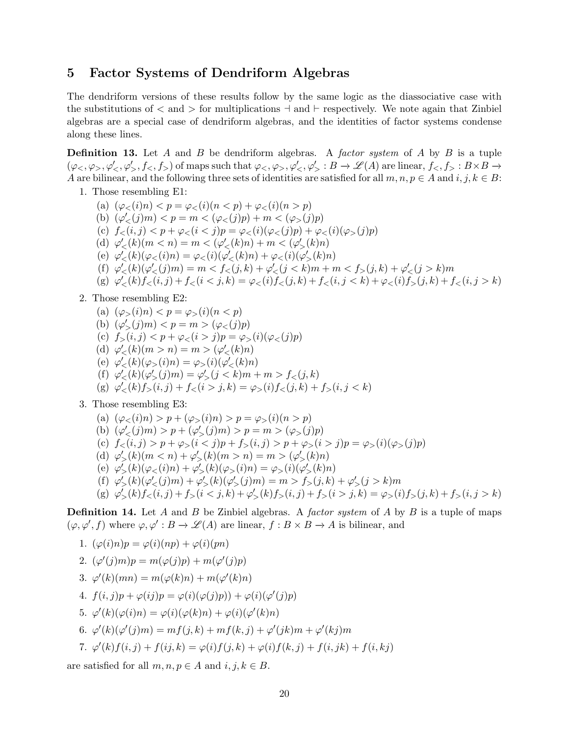## 5 Factor Systems of Dendriform Algebras

The dendriform versions of these results follow by the same logic as the diassociative case with the substitutions of $<$ and $>$ for multiplications $\dashv$ and $\vdash$ respectively. We note again that Zinbiel algebras are a special case of dendriform algebras, and the identities of factor systems condense along these lines.

**Definition 13.** Let $A$ and $B$ be dendriform algebras. A *factor system* of $A$ by $B$ is a tuple $(\varphi_<, \varphi_>, \varphi'_<, \varphi'_>, f_<, f_>)$ of maps such that $\varphi_<, \varphi_>, \varphi'_<, \varphi'_> : B \to \mathscr{L}(A)$ are linear, $f_<, f_> : B \times B \to A$ are bilinear, and the following three sets of identities are satisfied for all $m, n, p \in A$ and $i, j, k \in B$:

1. Those resembling E1:
   (a) $(\varphi_<(i)n) < p = \varphi_<(i)(n < p) + \varphi_<(i)(n > p)$
   (b) $(\varphi'_<(j)m) < p = m < (\varphi_<(j)p) + m < (\varphi_>(j)p)$
   (c) $f_<(i,j) < p + \varphi_<(i < j)p = \varphi_<(i)(\varphi_<(j)p) + \varphi_<(i)(\varphi_>(j)p)$
   (d) $\varphi'_<(k)(m < n) = m < (\varphi'_<(k)n) + m < (\varphi'_>(k)n)$
   (e) $\varphi'_<(k)(\varphi_<(i)n) = \varphi_<(i)(\varphi'_<(k)n) + \varphi_<(i)(\varphi'_>(k)n)$
   (f) $\varphi'_<(k)(\varphi'_<(j)m) = m < f_<(j,k) + \varphi'_<(j < k)m + m < f_>(j,k) + \varphi'_<(j > k)m$
   (g) $\varphi'_<(k)f_<(i,j) + f_<(i < j, k) = \varphi_<(i)f_<(j,k) + f_<(i, j < k) + \varphi_<(i)f_>(j,k) + f_<(i, j > k)$
2. Those resembling E2:
   (a) $(\varphi_>(i)n) < p = \varphi_>(i)(n < p)$
   (b) $(\varphi'_>(j)m) < p = m > (\varphi_<(j)p)$
   (c) $f_>(i,j) < p + \varphi_<(i > j)p = \varphi_>(i)(\varphi_<(j)p)$
   (d) $\varphi'_<(k)(m > n) = m > (\varphi'_<(k)n)$
   (e) $\varphi'_<(k)(\varphi_>(i)n) = \varphi_>(i)(\varphi'_<(k)n)$
   (f) $\varphi'_<(k)(\varphi'_>(j)m) = \varphi'_>(j < k)m + m > f_<(j,k)$
   (g) $\varphi'_<(k)f_>(i,j) + f_<(i > j, k) = \varphi_>(i)f_<(j,k) + f_>(i, j < k)$
3. Those resembling E3:
   (a) $(\varphi_<(i)n) > p + (\varphi_>(i)n) > p = \varphi_>(i)(n > p)$
   (b) $(\varphi'_<(j)m) > p + (\varphi'_>(j)m) > p = m > (\varphi_>(j)p)$
   (c) $f_<(i,j) > p + \varphi_>(i < j)p + f_>(i,j) > p + \varphi_>(i > j)p = \varphi_>(i)(\varphi_>(j)p)$
   (d) $\varphi'_>(k)(m < n) + \varphi'_>(k)(m > n) = m > (\varphi'_>(k)n)$
   (e) $\varphi'_>(k)(\varphi_<(i)n) + \varphi'_>(k)(\varphi_>(i)n) = \varphi_>(i)(\varphi'_>(k)n)$
   (f) $\varphi'_>(k)(\varphi'_<(j)m) + \varphi'_>(k)(\varphi'_>(j)m) = m > f_>(j,k) + \varphi'_>(j > k)m$
   (g) $\varphi'_>(k)f_<(i,j) + f_>(i < j, k) + \varphi'_>(k)f_>(i,j) + f_>(i > j, k) = \varphi_>(i)f_>(j,k) + f_>(i, j > k)$

**Definition 14.** Let $A$ and $B$ be Zinbiel algebras. A *factor system* of $A$ by $B$ is a tuple of maps $(\varphi, \varphi', f)$ where $\varphi, \varphi' : B \to \mathscr{L}(A)$ are linear, $f : B \times B \to A$ is bilinear, and

1. $(\varphi(i)n)p = \varphi(i)(np) + \varphi(i)(pn)$
2. $(\varphi'(j)m)p = m(\varphi(j)p) + m(\varphi'(j)p)$
3. $\varphi'(k)(mn) = m(\varphi(k)n) + m(\varphi'(k)n)$
4. $f(i,j)p + \varphi(ij)p = \varphi(i)(\varphi(j)p)) + \varphi(i)(\varphi'(j)p)$
5. $\varphi'(k)(\varphi(i)n) = \varphi(i)(\varphi(k)n) + \varphi(i)(\varphi'(k)n)$
6. $\varphi'(k)(\varphi'(j)m) = mf(j,k) + mf(k,j) + \varphi'(jk)m + \varphi'(kj)m$
7. $\varphi'(k)f(i,j) + f(ij,k) = \varphi(i)f(j,k) + \varphi(i)f(k,j) + f(i,jk) + f(i,kj)$

are satisfied for all $m, n, p \in A$ and $i, j, k \in B$.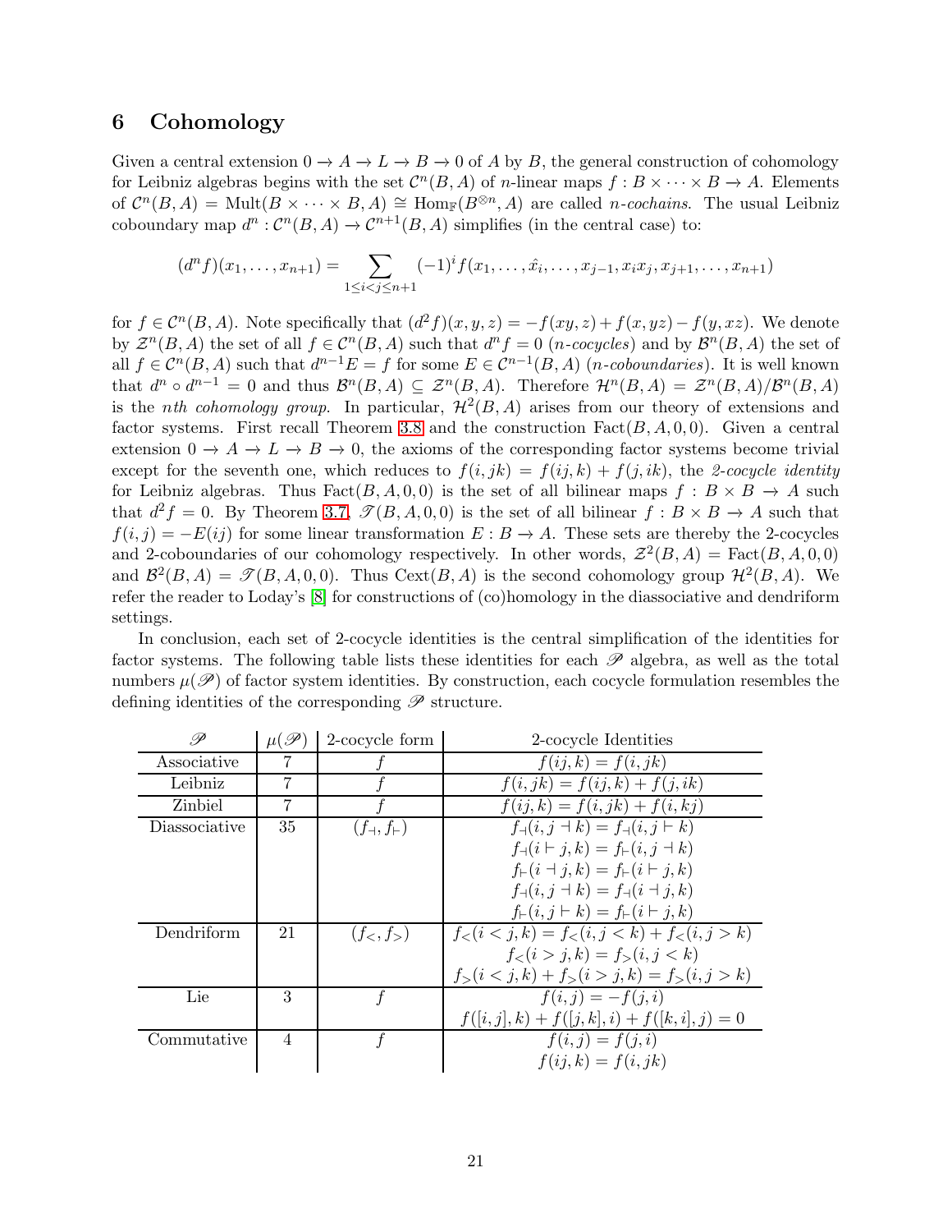## 6 Cohomology

Given a central extension $0 \to A \to L \to B \to 0$ of $A$ by $B$, the general construction of cohomology for Leibniz algebras begins with the set $\mathcal{C}^n(B, A)$ of $n$-linear maps $f : B \times \cdots \times B \to A$. Elements of $\mathcal{C}^n(B, A) = \text{Mult}(B \times \cdots \times B, A) \cong \text{Hom}_{\mathbb{F}}(B^{\otimes n}, A)$ are called *n-cochains*. The usual Leibniz coboundary map $d^n : \mathcal{C}^n(B, A) \to \mathcal{C}^{n+1}(B, A)$ simplifies (in the central case) to:

$$(d^n f)(x_1, \dots, x_{n+1}) = \sum_{1 \leq i < j \leq n+1} (-1)^i f(x_1, \dots, \hat{x_i}, \dots, x_{j-1}, x_i x_j, x_{j+1}, \dots, x_{n+1})$$

for $f \in \mathcal{C}^n(B, A)$. Note specifically that $(d^2 f)(x, y, z) = -f(xy, z) + f(x, yz) - f(y, xz)$. We denote by $\mathcal{Z}^n(B, A)$ the set of all $f \in \mathcal{C}^n(B, A)$ such that $d^n f = 0$ (*n-cocycles*) and by $\mathcal{B}^n(B, A)$ the set of all $f \in \mathcal{C}^n(B, A)$ such that $d^{n-1} E = f$ for some $E \in \mathcal{C}^{n-1}(B, A)$ (*n-coboundaries*). It is well known that $d^n \circ d^{n-1} = 0$ and thus $\mathcal{B}^n(B, A) \subseteq \mathcal{Z}^n(B, A)$. Therefore $\mathcal{H}^n(B, A) = \mathcal{Z}^n(B, A)/\mathcal{B}^n(B, A)$ is the *nth cohomology group*. In particular, $\mathcal{H}^2(B, A)$ arises from our theory of extensions and factor systems. First recall Theorem 3.8 and the construction $\text{Fact}(B, A, 0, 0)$. Given a central extension $0 \to A \to L \to B \to 0$, the axioms of the corresponding factor systems become trivial except for the seventh one, which reduces to $f(i, jk) = f(ij, k) + f(j, ik)$, the *2-cocycle identity* for Leibniz algebras. Thus $\text{Fact}(B, A, 0, 0)$ is the set of all bilinear maps $f : B \times B \to A$ such that $d^2 f = 0$. By Theorem 3.7, $\mathscr{T}(B, A, 0, 0)$ is the set of all bilinear $f : B \times B \to A$ such that $f(i, j) = -E(ij)$ for some linear transformation $E : B \to A$. These sets are thereby the 2-cocycles and 2-coboundaries of our cohomology respectively. In other words, $\mathcal{Z}^2(B, A) = \text{Fact}(B, A, 0, 0)$ and $\mathcal{B}^2(B, A) = \mathscr{T}(B, A, 0, 0)$. Thus $\text{Cext}(B, A)$ is the second cohomology group $\mathcal{H}^2(B, A)$. We refer the reader to Loday's [8] for constructions of (co)homology in the diassociative and dendriform settings.

In conclusion, each set of 2-cocycle identities is the central simplification of the identities for factor systems. The following table lists these identities for each $\mathscr{P}$ algebra, as well as the total numbers $\mu(\mathscr{P})$ of factor system identities. By construction, each cocycle formulation resembles the defining identities of the corresponding $\mathscr{P}$ structure.

| $\mathscr{P}$ | $\mu(\mathscr{P})$ | 2-cocycle form | 2-cocycle Identities |
|---|---|---|---|
| Associative | 7 | $f$ | $f(ij, k) = f(i, jk)$ |
| Leibniz | 7 | $f$ | $f(i, jk) = f(ij, k) + f(j, ik)$ |
| Zinbiel | 7 | $f$ | $f(ij, k) = f(i, jk) + f(i, kj)$ |
| Diassociative | 35 | $(f_\dashv, f_\vdash)$ | $f_\dashv(i, j \dashv k) = f_\dashv(i, j \vdash k)$ |
| | | | $f_\dashv(i \vdash j, k) = f_\vdash(i, j \dashv k)$ |
| | | | $f_\vdash(i \dashv j, k) = f_\vdash(i \vdash j, k)$ |
| | | | $f_\dashv(i, j \dashv k) = f_\dashv(i \dashv j, k)$ |
| | | | $f_\vdash(i, j \vdash k) = f_\vdash(i \vdash j, k)$ |
| Dendriform | 21 | $(f_<, f_>)$ | $f_<(i < j, k) = f_<(i, j < k) + f_<(i, j > k)$ |
| | | | $f_<(i > j, k) = f_>(i, j < k)$ |
| | | | $f_>(i < j, k) + f_>(i > j, k) = f_>(i, j > k)$ |
| Lie | 3 | $f$ | $f(i, j) = -f(j, i)$ |
| | | | $f([i, j], k) + f([j, k], i) + f([k, i], j) = 0$ |
| Commutative | 4 | $f$ | $f(i, j) = f(j, i)$ |
| | | | $f(ij, k) = f(i, jk)$ |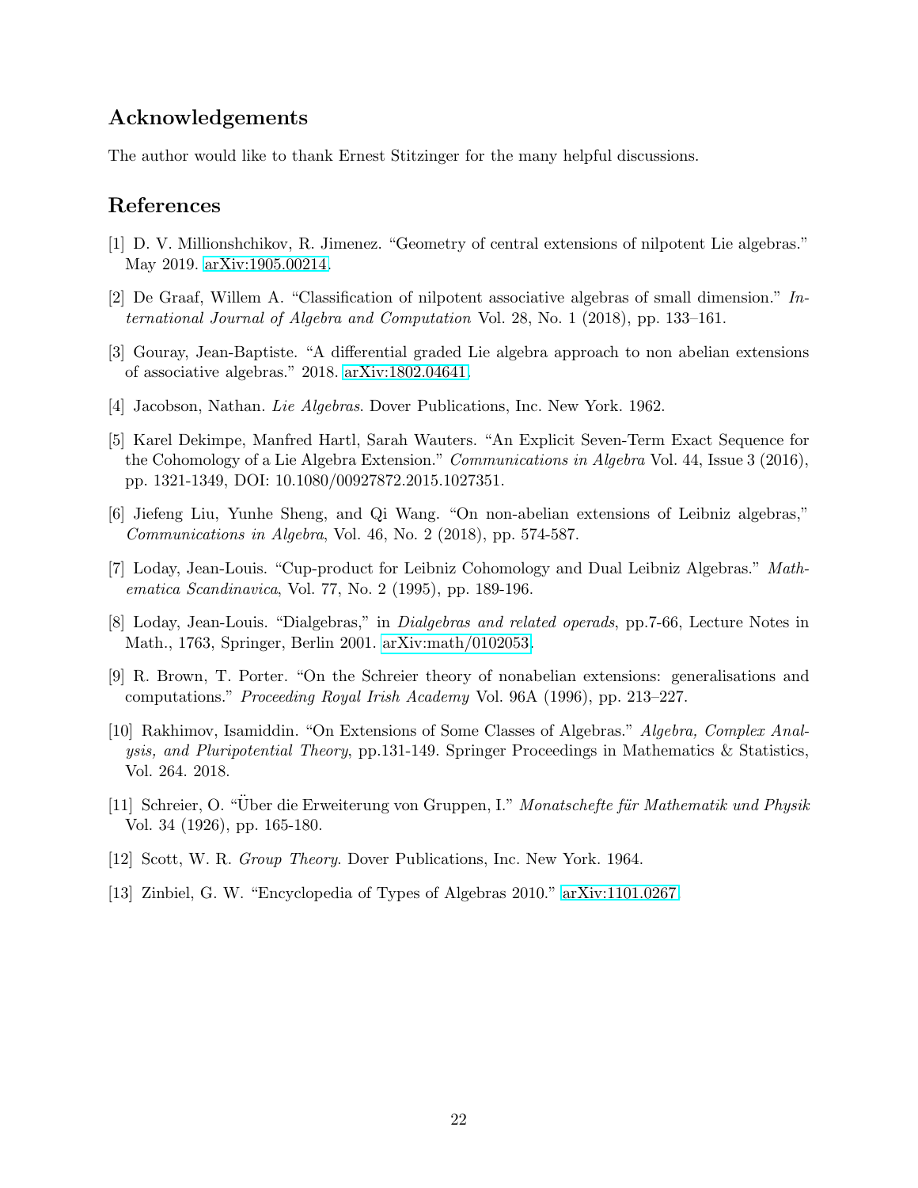## Acknowledgements

The author would like to thank Ernest Stitzinger for the many helpful discussions.

## References

[1] D. V. Millionshchikov, R. Jimenez. "Geometry of central extensions of nilpotent Lie algebras." May 2019. arXiv:1905.00214.

[2] De Graaf, Willem A. "Classification of nilpotent associative algebras of small dimension." *International Journal of Algebra and Computation* Vol. 28, No. 1 (2018), pp. 133–161.

[3] Gouray, Jean-Baptiste. "A differential graded Lie algebra approach to non abelian extensions of associative algebras." 2018. arXiv:1802.04641.

[4] Jacobson, Nathan. *Lie Algebras*. Dover Publications, Inc. New York. 1962.

[5] Karel Dekimpe, Manfred Hartl, Sarah Wauters. "An Explicit Seven-Term Exact Sequence for the Cohomology of a Lie Algebra Extension." *Communications in Algebra* Vol. 44, Issue 3 (2016), pp. 1321-1349, DOI: 10.1080/00927872.2015.1027351.

[6] Jiefeng Liu, Yunhe Sheng, and Qi Wang. "On non-abelian extensions of Leibniz algebras," *Communications in Algebra*, Vol. 46, No. 2 (2018), pp. 574-587.

[7] Loday, Jean-Louis. "Cup-product for Leibniz Cohomology and Dual Leibniz Algebras." *Mathematica Scandinavica*, Vol. 77, No. 2 (1995), pp. 189-196.

[8] Loday, Jean-Louis. "Dialgebras," in *Dialgebras and related operads*, pp.7-66, Lecture Notes in Math., 1763, Springer, Berlin 2001. arXiv:math/0102053.

[9] R. Brown, T. Porter. "On the Schreier theory of nonabelian extensions: generalisations and computations." *Proceeding Royal Irish Academy* Vol. 96A (1996), pp. 213–227.

[10] Rakhimov, Isamiddin. "On Extensions of Some Classes of Algebras." *Algebra, Complex Analysis, and Pluripotential Theory*, pp.131-149. Springer Proceedings in Mathematics & Statistics, Vol. 264. 2018.

[11] Schreier, O. "Über die Erweiterung von Gruppen, I." *Monatschefte für Mathematik und Physik* Vol. 34 (1926), pp. 165-180.

[12] Scott, W. R. *Group Theory*. Dover Publications, Inc. New York. 1964.

[13] Zinbiel, G. W. "Encyclopedia of Types of Algebras 2010." arXiv:1101.0267.